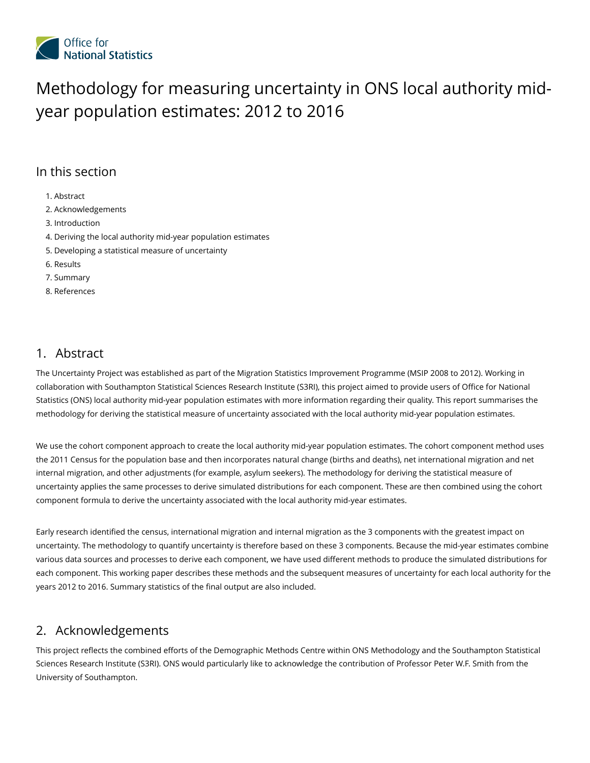# Methodology for measuring uncertainty in ONS local authority mid-year population estimates: 2012 to 2016

## In this section

1. Abstract
2. Acknowledgements
3. Introduction
4. Deriving the local authority mid-year population estimates
5. Developing a statistical measure of uncertainty
6. Results
7. Summary
8. References

## 1. Abstract

The Uncertainty Project was established as part of the Migration Statistics Improvement Programme (MSIP 2008 to 2012). Working in collaboration with Southampton Statistical Sciences Research Institute (S3RI), this project aimed to provide users of Office for National Statistics (ONS) local authority mid-year population estimates with more information regarding their quality. This report summarises the methodology for deriving the statistical measure of uncertainty associated with the local authority mid-year population estimates.

We use the cohort component approach to create the local authority mid-year population estimates. The cohort component method uses the 2011 Census for the population base and then incorporates natural change (births and deaths), net international migration and net internal migration, and other adjustments (for example, asylum seekers). The methodology for deriving the statistical measure of uncertainty applies the same processes to derive simulated distributions for each component. These are then combined using the cohort component formula to derive the uncertainty associated with the local authority mid-year estimates.

Early research identified the census, international migration and internal migration as the 3 components with the greatest impact on uncertainty. The methodology to quantify uncertainty is therefore based on these 3 components. Because the mid-year estimates combine various data sources and processes to derive each component, we have used different methods to produce the simulated distributions for each component. This working paper describes these methods and the subsequent measures of uncertainty for each local authority for the years 2012 to 2016. Summary statistics of the final output are also included.

## 2. Acknowledgements

This project reflects the combined efforts of the Demographic Methods Centre within ONS Methodology and the Southampton Statistical Sciences Research Institute (S3RI). ONS would particularly like to acknowledge the contribution of Professor Peter W.F. Smith from the University of Southampton.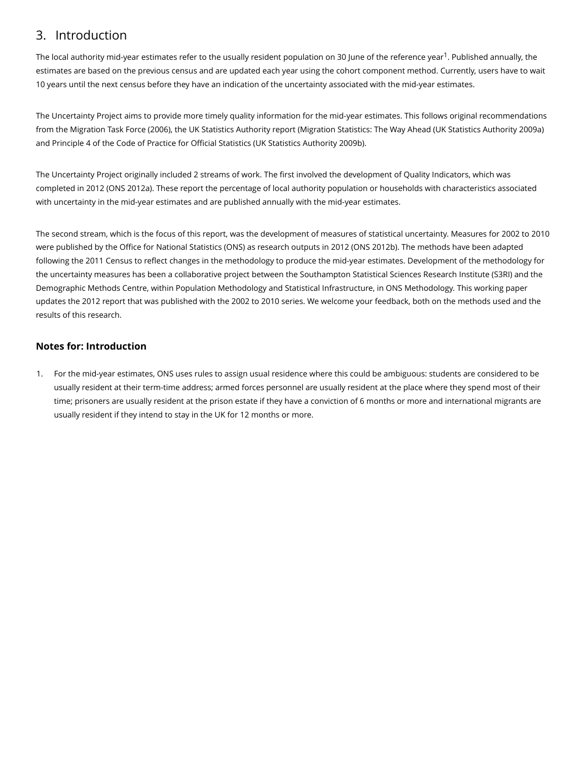## 3. Introduction

The local authority mid-year estimates refer to the usually resident population on 30 June of the reference year[1]. Published annually, the estimates are based on the previous census and are updated each year using the cohort component method. Currently, users have to wait 10 years until the next census before they have an indication of the uncertainty associated with the mid-year estimates.

The Uncertainty Project aims to provide more timely quality information for the mid-year estimates. This follows original recommendations from the Migration Task Force (2006), the UK Statistics Authority report (Migration Statistics: The Way Ahead (UK Statistics Authority 2009a) and Principle 4 of the Code of Practice for Official Statistics (UK Statistics Authority 2009b).

The Uncertainty Project originally included 2 streams of work. The first involved the development of Quality Indicators, which was completed in 2012 (ONS 2012a). These report the percentage of local authority population or households with characteristics associated with uncertainty in the mid-year estimates and are published annually with the mid-year estimates.

The second stream, which is the focus of this report, was the development of measures of statistical uncertainty. Measures for 2002 to 2010 were published by the Office for National Statistics (ONS) as research outputs in 2012 (ONS 2012b). The methods have been adapted following the 2011 Census to reflect changes in the methodology to produce the mid-year estimates. Development of the methodology for the uncertainty measures has been a collaborative project between the Southampton Statistical Sciences Research Institute (S3RI) and the Demographic Methods Centre, within Population Methodology and Statistical Infrastructure, in ONS Methodology. This working paper updates the 2012 report that was published with the 2002 to 2010 series. We welcome your feedback, both on the methods used and the results of this research.

### Notes for: Introduction

1. For the mid-year estimates, ONS uses rules to assign usual residence where this could be ambiguous: students are considered to be usually resident at their term-time address; armed forces personnel are usually resident at the place where they spend most of their time; prisoners are usually resident at the prison estate if they have a conviction of 6 months or more and international migrants are usually resident if they intend to stay in the UK for 12 months or more.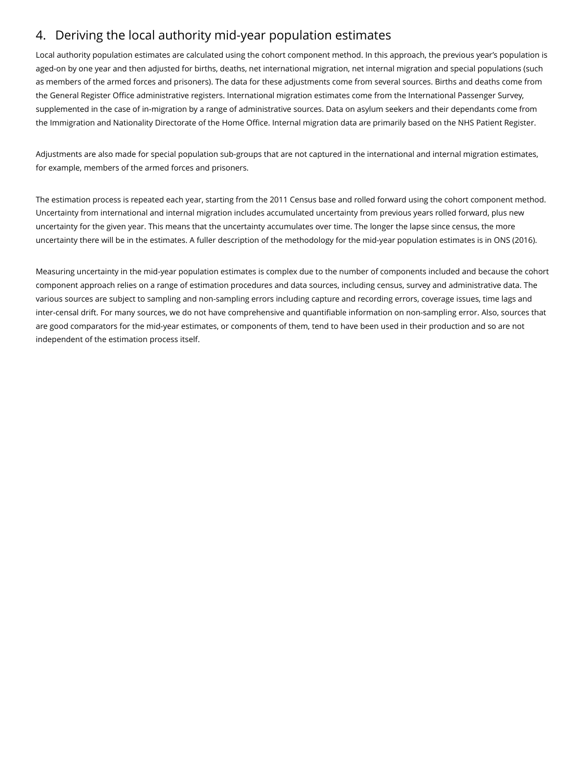## 4. Deriving the local authority mid-year population estimates

Local authority population estimates are calculated using the cohort component method. In this approach, the previous year's population is aged-on by one year and then adjusted for births, deaths, net international migration, net internal migration and special populations (such as members of the armed forces and prisoners). The data for these adjustments come from several sources. Births and deaths come from the General Register Office administrative registers. International migration estimates come from the International Passenger Survey, supplemented in the case of in-migration by a range of administrative sources. Data on asylum seekers and their dependants come from the Immigration and Nationality Directorate of the Home Office. Internal migration data are primarily based on the NHS Patient Register.

Adjustments are also made for special population sub-groups that are not captured in the international and internal migration estimates, for example, members of the armed forces and prisoners.

The estimation process is repeated each year, starting from the 2011 Census base and rolled forward using the cohort component method. Uncertainty from international and internal migration includes accumulated uncertainty from previous years rolled forward, plus new uncertainty for the given year. This means that the uncertainty accumulates over time. The longer the lapse since census, the more uncertainty there will be in the estimates. A fuller description of the methodology for the mid-year population estimates is in ONS (2016).

Measuring uncertainty in the mid-year population estimates is complex due to the number of components included and because the cohort component approach relies on a range of estimation procedures and data sources, including census, survey and administrative data. The various sources are subject to sampling and non-sampling errors including capture and recording errors, coverage issues, time lags and inter-censal drift. For many sources, we do not have comprehensive and quantifiable information on non-sampling error. Also, sources that are good comparators for the mid-year estimates, or components of them, tend to have been used in their production and so are not independent of the estimation process itself.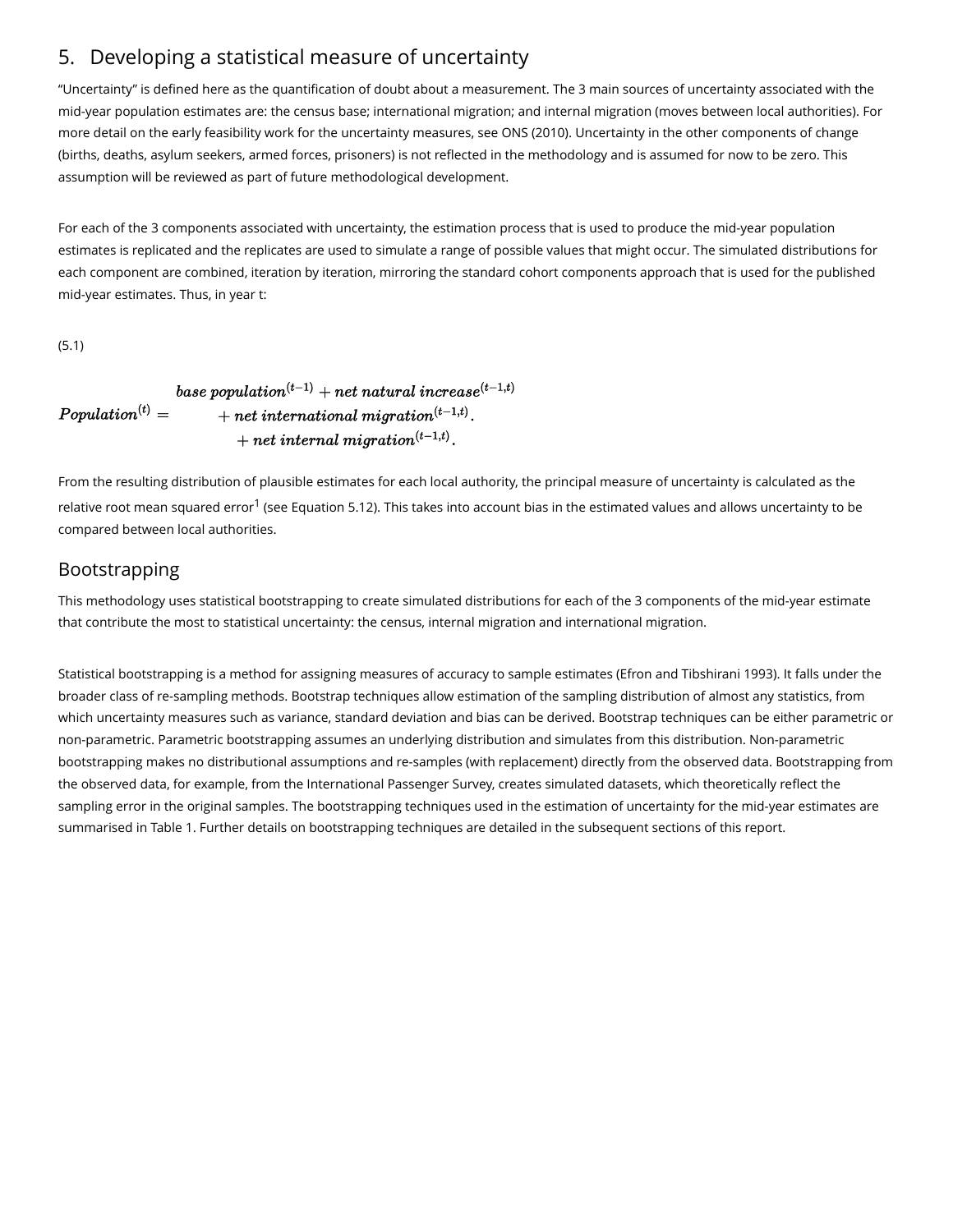## 5. Developing a statistical measure of uncertainty

"Uncertainty" is defined here as the quantification of doubt about a measurement. The 3 main sources of uncertainty associated with the mid-year population estimates are: the census base; international migration; and internal migration (moves between local authorities). For more detail on the early feasibility work for the uncertainty measures, see ONS (2010). Uncertainty in the other components of change (births, deaths, asylum seekers, armed forces, prisoners) is not reflected in the methodology and is assumed for now to be zero. This assumption will be reviewed as part of future methodological development.

For each of the 3 components associated with uncertainty, the estimation process that is used to produce the mid-year population estimates is replicated and the replicates are used to simulate a range of possible values that might occur. The simulated distributions for each component are combined, iteration by iteration, mirroring the standard cohort components approach that is used for the published mid-year estimates. Thus, in year t:

(5.1)

$$Population^{(t)} = \begin{array}{l} base\ population^{(t-1)} + net\ natural\ increase^{(t-1,t)} \\ \quad + net\ international\ migration^{(t-1,t)}. \\ \quad + net\ internal\ migration^{(t-1,t)}. \end{array}$$

From the resulting distribution of plausible estimates for each local authority, the principal measure of uncertainty is calculated as the relative root mean squared error[1] (see Equation 5.12). This takes into account bias in the estimated values and allows uncertainty to be compared between local authorities.

### Bootstrapping

This methodology uses statistical bootstrapping to create simulated distributions for each of the 3 components of the mid-year estimate that contribute the most to statistical uncertainty: the census, internal migration and international migration.

Statistical bootstrapping is a method for assigning measures of accuracy to sample estimates (Efron and Tibshirani 1993). It falls under the broader class of re-sampling methods. Bootstrap techniques allow estimation of the sampling distribution of almost any statistics, from which uncertainty measures such as variance, standard deviation and bias can be derived. Bootstrap techniques can be either parametric or non-parametric. Parametric bootstrapping assumes an underlying distribution and simulates from this distribution. Non-parametric bootstrapping makes no distributional assumptions and re-samples (with replacement) directly from the observed data. Bootstrapping from the observed data, for example, from the International Passenger Survey, creates simulated datasets, which theoretically reflect the sampling error in the original samples. The bootstrapping techniques used in the estimation of uncertainty for the mid-year estimates are summarised in Table 1. Further details on bootstrapping techniques are detailed in the subsequent sections of this report.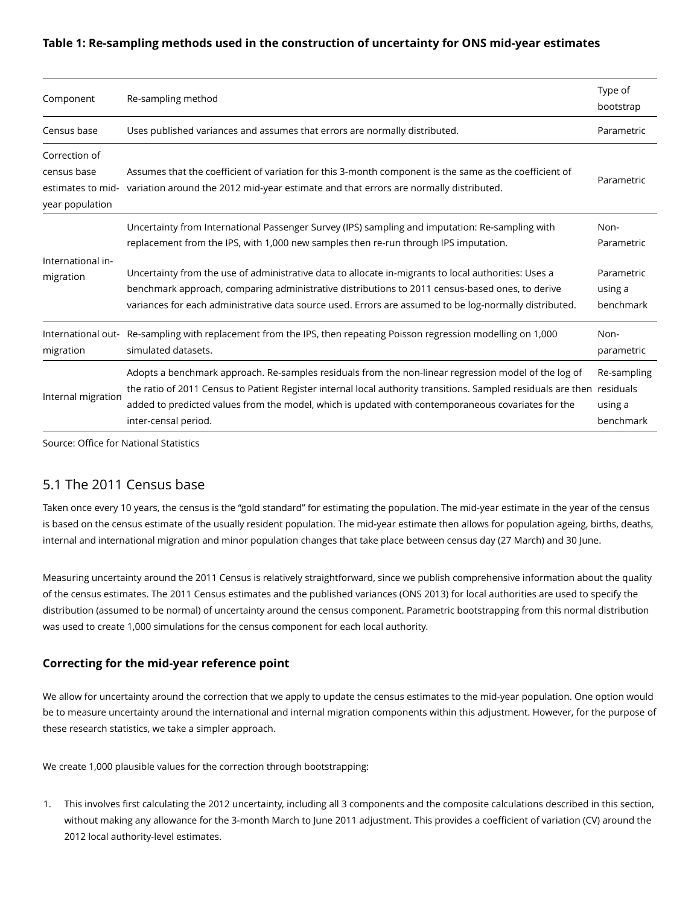**Table 1: Re-sampling methods used in the construction of uncertainty for ONS mid-year estimates**

| Component | Re-sampling method | Type of bootstrap |
|---|---|---|
| Census base | Uses published variances and assumes that errors are normally distributed. | Parametric |
| Correction of census base estimates to mid-year population | Assumes that the coefficient of variation for this 3-month component is the same as the coefficient of variation around the 2012 mid-year estimate and that errors are normally distributed. | Parametric |
| International in-migration | Uncertainty from International Passenger Survey (IPS) sampling and imputation: Re-sampling with replacement from the IPS, with 1,000 new samples then re-run through IPS imputation. | Non-Parametric |
| | Uncertainty from the use of administrative data to allocate in-migrants to local authorities: Uses a benchmark approach, comparing administrative distributions to 2011 census-based ones, to derive variances for each administrative data source used. Errors are assumed to be log-normally distributed. | Parametric using a benchmark |
| International out-migration | Re-sampling with replacement from the IPS, then repeating Poisson regression modelling on 1,000 simulated datasets. | Non-parametric |
| Internal migration | Adopts a benchmark approach. Re-samples residuals from the non-linear regression model of the log of the ratio of 2011 Census to Patient Register internal local authority transitions. Sampled residuals are then added to predicted values from the model, which is updated with contemporaneous covariates for the inter-censal period. | Re-sampling residuals using a benchmark |

Source: Office for National Statistics

## 5.1 The 2011 Census base

Taken once every 10 years, the census is the "gold standard" for estimating the population. The mid-year estimate in the year of the census is based on the census estimate of the usually resident population. The mid-year estimate then allows for population ageing, births, deaths, internal and international migration and minor population changes that take place between census day (27 March) and 30 June.

Measuring uncertainty around the 2011 Census is relatively straightforward, since we publish comprehensive information about the quality of the census estimates. The 2011 Census estimates and the published variances (ONS 2013) for local authorities are used to specify the distribution (assumed to be normal) of uncertainty around the census component. Parametric bootstrapping from this normal distribution was used to create 1,000 simulations for the census component for each local authority.

### Correcting for the mid-year reference point

We allow for uncertainty around the correction that we apply to update the census estimates to the mid-year population. One option would be to measure uncertainty around the international and internal migration components within this adjustment. However, for the purpose of these research statistics, we take a simpler approach.

We create 1,000 plausible values for the correction through bootstrapping:

1. This involves first calculating the 2012 uncertainty, including all 3 components and the composite calculations described in this section, without making any allowance for the 3-month March to June 2011 adjustment. This provides a coefficient of variation (CV) around the 2012 local authority-level estimates.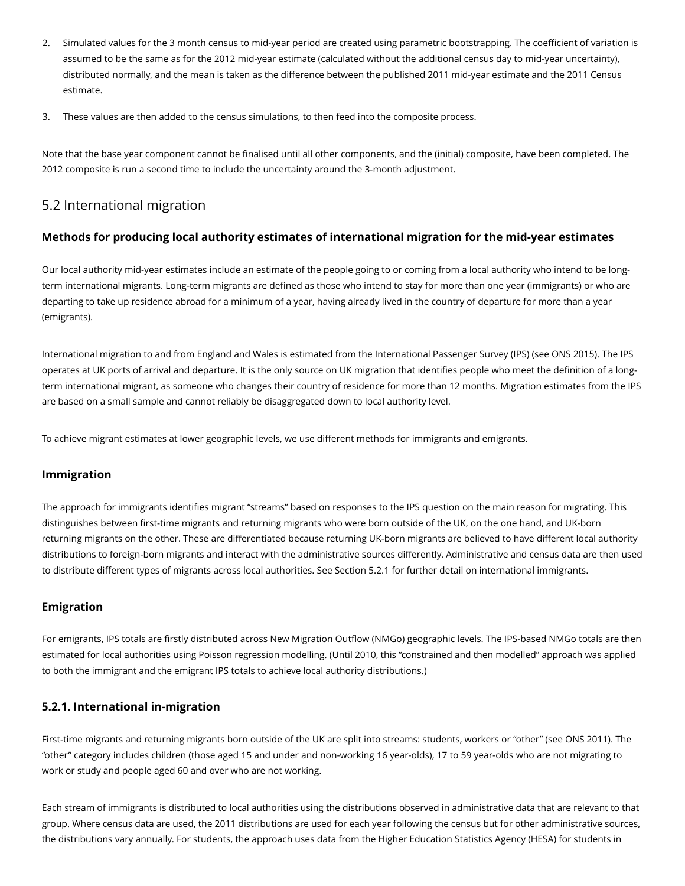2. Simulated values for the 3 month census to mid-year period are created using parametric bootstrapping. The coefficient of variation is assumed to be the same as for the 2012 mid-year estimate (calculated without the additional census day to mid-year uncertainty), distributed normally, and the mean is taken as the difference between the published 2011 mid-year estimate and the 2011 Census estimate.
3. These values are then added to the census simulations, to then feed into the composite process.

Note that the base year component cannot be finalised until all other components, and the (initial) composite, have been completed. The 2012 composite is run a second time to include the uncertainty around the 3-month adjustment.

## 5.2 International migration

### Methods for producing local authority estimates of international migration for the mid-year estimates

Our local authority mid-year estimates include an estimate of the people going to or coming from a local authority who intend to be long-term international migrants. Long-term migrants are defined as those who intend to stay for more than one year (immigrants) or who are departing to take up residence abroad for a minimum of a year, having already lived in the country of departure for more than a year (emigrants).

International migration to and from England and Wales is estimated from the International Passenger Survey (IPS) (see ONS 2015). The IPS operates at UK ports of arrival and departure. It is the only source on UK migration that identifies people who meet the definition of a long-term international migrant, as someone who changes their country of residence for more than 12 months. Migration estimates from the IPS are based on a small sample and cannot reliably be disaggregated down to local authority level.

To achieve migrant estimates at lower geographic levels, we use different methods for immigrants and emigrants.

### Immigration

The approach for immigrants identifies migrant "streams" based on responses to the IPS question on the main reason for migrating. This distinguishes between first-time migrants and returning migrants who were born outside of the UK, on the one hand, and UK-born returning migrants on the other. These are differentiated because returning UK-born migrants are believed to have different local authority distributions to foreign-born migrants and interact with the administrative sources differently. Administrative and census data are then used to distribute different types of migrants across local authorities. See Section 5.2.1 for further detail on international immigrants.

### Emigration

For emigrants, IPS totals are firstly distributed across New Migration Outflow (NMGo) geographic levels. The IPS-based NMGo totals are then estimated for local authorities using Poisson regression modelling. (Until 2010, this "constrained and then modelled" approach was applied to both the immigrant and the emigrant IPS totals to achieve local authority distributions.)

### 5.2.1. International in-migration

First-time migrants and returning migrants born outside of the UK are split into streams: students, workers or "other" (see ONS 2011). The "other" category includes children (those aged 15 and under and non-working 16 year-olds), 17 to 59 year-olds who are not migrating to work or study and people aged 60 and over who are not working.

Each stream of immigrants is distributed to local authorities using the distributions observed in administrative data that are relevant to that group. Where census data are used, the 2011 distributions are used for each year following the census but for other administrative sources, the distributions vary annually. For students, the approach uses data from the Higher Education Statistics Agency (HESA) for students in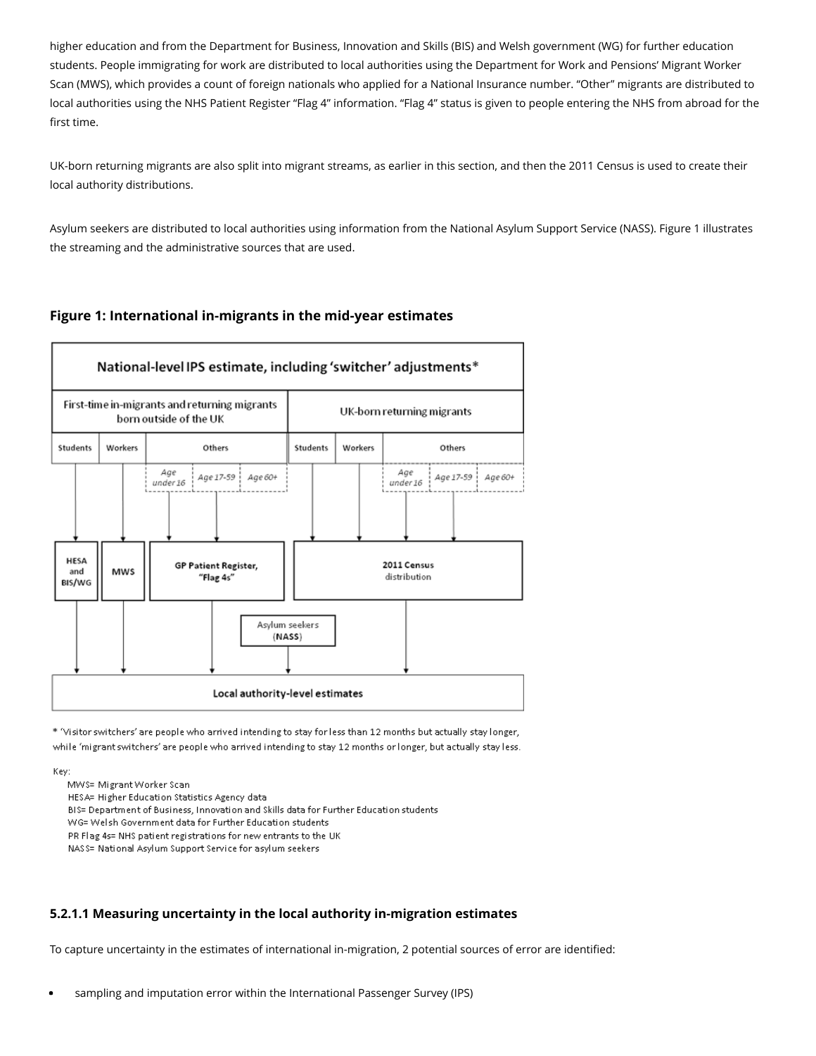higher education and from the Department for Business, Innovation and Skills (BIS) and Welsh government (WG) for further education students. People immigrating for work are distributed to local authorities using the Department for Work and Pensions' Migrant Worker Scan (MWS), which provides a count of foreign nationals who applied for a National Insurance number. "Other" migrants are distributed to local authorities using the NHS Patient Register "Flag 4" information. "Flag 4" status is given to people entering the NHS from abroad for the first time.

UK-born returning migrants are also split into migrant streams, as earlier in this section, and then the 2011 Census is used to create their local authority distributions.

Asylum seekers are distributed to local authorities using information from the National Asylum Support Service (NASS). Figure 1 illustrates the streaming and the administrative sources that are used.

### Figure 1: International in-migrants in the mid-year estimates

\* 'Visitor switchers' are people who arrived intending to stay for less than 12 months but actually stay longer, while 'migrant switchers' are people who arrived intending to stay 12 months or longer, but actually stay less.

Key:

MWS= Migrant Worker Scan
HESA= Higher Education Statistics Agency data
BIS= Department of Business, Innovation and Skills data for Further Education students
WG= Welsh Government data for Further Education students
PR Flag 4s= NHS patient registrations for new entrants to the UK
NASS= National Asylum Support Service for asylum seekers

### 5.2.1.1 Measuring uncertainty in the local authority in-migration estimates

To capture uncertainty in the estimates of international in-migration, 2 potential sources of error are identified:

- sampling and imputation error within the International Passenger Survey (IPS)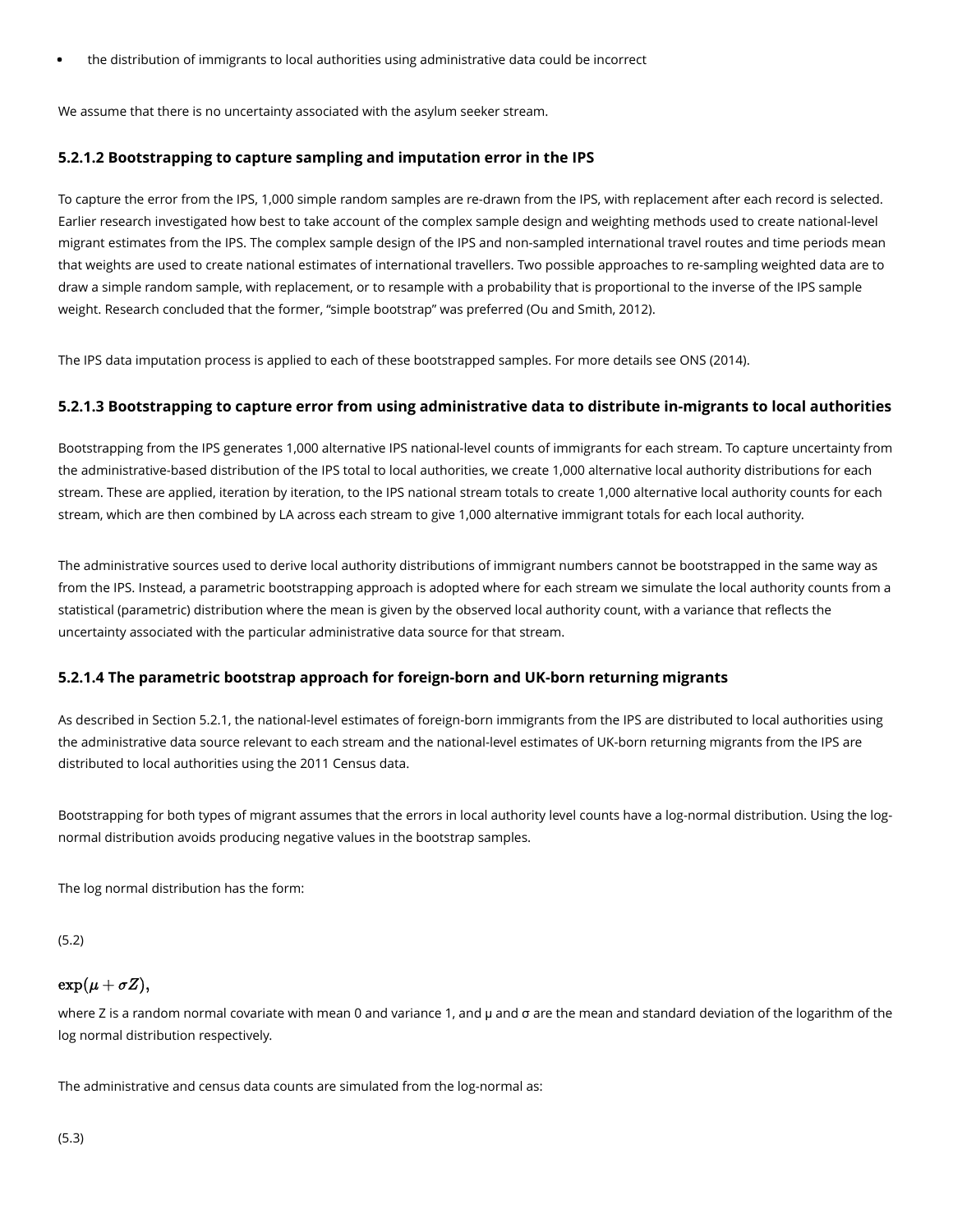- the distribution of immigrants to local authorities using administrative data could be incorrect

We assume that there is no uncertainty associated with the asylum seeker stream.

#### 5.2.1.2 Bootstrapping to capture sampling and imputation error in the IPS

To capture the error from the IPS, 1,000 simple random samples are re-drawn from the IPS, with replacement after each record is selected. Earlier research investigated how best to take account of the complex sample design and weighting methods used to create national-level migrant estimates from the IPS. The complex sample design of the IPS and non-sampled international travel routes and time periods mean that weights are used to create national estimates of international travellers. Two possible approaches to re-sampling weighted data are to draw a simple random sample, with replacement, or to resample with a probability that is proportional to the inverse of the IPS sample weight. Research concluded that the former, "simple bootstrap" was preferred (Ou and Smith, 2012).

The IPS data imputation process is applied to each of these bootstrapped samples. For more details see ONS (2014).

#### 5.2.1.3 Bootstrapping to capture error from using administrative data to distribute in-migrants to local authorities

Bootstrapping from the IPS generates 1,000 alternative IPS national-level counts of immigrants for each stream. To capture uncertainty from the administrative-based distribution of the IPS total to local authorities, we create 1,000 alternative local authority distributions for each stream. These are applied, iteration by iteration, to the IPS national stream totals to create 1,000 alternative local authority counts for each stream, which are then combined by LA across each stream to give 1,000 alternative immigrant totals for each local authority.

The administrative sources used to derive local authority distributions of immigrant numbers cannot be bootstrapped in the same way as from the IPS. Instead, a parametric bootstrapping approach is adopted where for each stream we simulate the local authority counts from a statistical (parametric) distribution where the mean is given by the observed local authority count, with a variance that reflects the uncertainty associated with the particular administrative data source for that stream.

#### 5.2.1.4 The parametric bootstrap approach for foreign-born and UK-born returning migrants

As described in Section 5.2.1, the national-level estimates of foreign-born immigrants from the IPS are distributed to local authorities using the administrative data source relevant to each stream and the national-level estimates of UK-born returning migrants from the IPS are distributed to local authorities using the 2011 Census data.

Bootstrapping for both types of migrant assumes that the errors in local authority level counts have a log-normal distribution. Using the log-normal distribution avoids producing negative values in the bootstrap samples.

The log normal distribution has the form:

(5.2)

$$\exp(\mu + \sigma Z),$$

where Z is a random normal covariate with mean 0 and variance 1, and μ and σ are the mean and standard deviation of the logarithm of the log normal distribution respectively.

The administrative and census data counts are simulated from the log-normal as:

(5.3)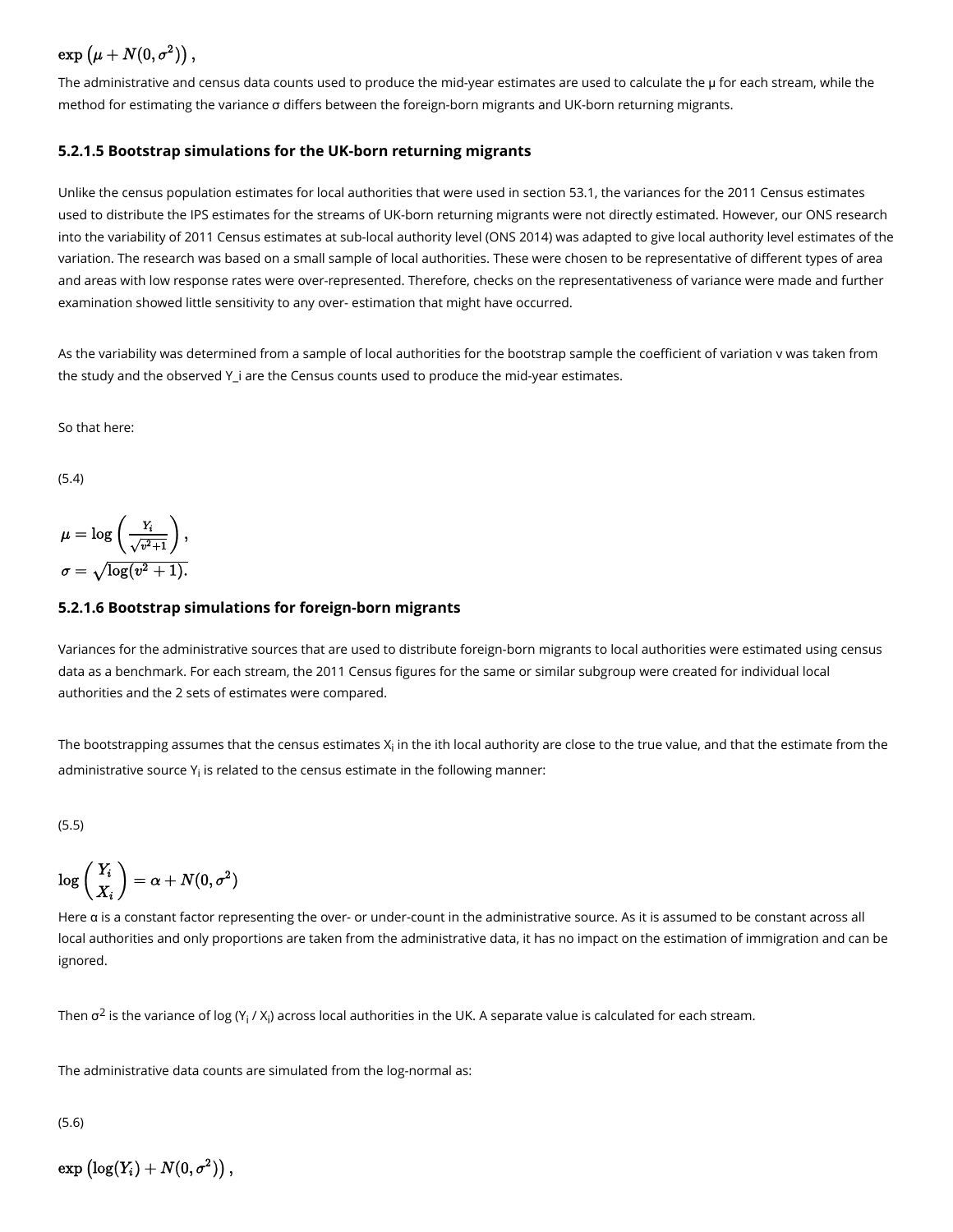$$\exp\left(\mu + N(0, \sigma^2)\right),$$

The administrative and census data counts used to produce the mid-year estimates are used to calculate the μ for each stream, while the method for estimating the variance σ differs between the foreign-born migrants and UK-born returning migrants.

#### 5.2.1.5 Bootstrap simulations for the UK-born returning migrants

Unlike the census population estimates for local authorities that were used in section 53.1, the variances for the 2011 Census estimates used to distribute the IPS estimates for the streams of UK-born returning migrants were not directly estimated. However, our ONS research into the variability of 2011 Census estimates at sub-local authority level (ONS 2014) was adapted to give local authority level estimates of the variation. The research was based on a small sample of local authorities. These were chosen to be representative of different types of area and areas with low response rates were over-represented. Therefore, checks on the representativeness of variance were made and further examination showed little sensitivity to any over- estimation that might have occurred.

As the variability was determined from a sample of local authorities for the bootstrap sample the coefficient of variation v was taken from the study and the observed Y_i are the Census counts used to produce the mid-year estimates.

So that here:

(5.4)

$$\mu = \log\left(\frac{Y_i}{\sqrt{v^2+1}}\right),$$
$$\sigma = \sqrt{\log(v^2+1)}.$$

#### 5.2.1.6 Bootstrap simulations for foreign-born migrants

Variances for the administrative sources that are used to distribute foreign-born migrants to local authorities were estimated using census data as a benchmark. For each stream, the 2011 Census figures for the same or similar subgroup were created for individual local authorities and the 2 sets of estimates were compared.

The bootstrapping assumes that the census estimates $X_i$ in the ith local authority are close to the true value, and that the estimate from the administrative source $Y_i$ is related to the census estimate in the following manner:

(5.5)

$$\log\left(\frac{Y_i}{X_i}\right) = \alpha + N(0, \sigma^2)$$

Here α is a constant factor representing the over- or under-count in the administrative source. As it is assumed to be constant across all local authorities and only proportions are taken from the administrative data, it has no impact on the estimation of immigration and can be ignored.

Then $\sigma^2$ is the variance of $\log(Y_i / X_i)$ across local authorities in the UK. A separate value is calculated for each stream.

The administrative data counts are simulated from the log-normal as:

(5.6)

$$\exp\left(\log(Y_i) + N(0, \sigma^2)\right),$$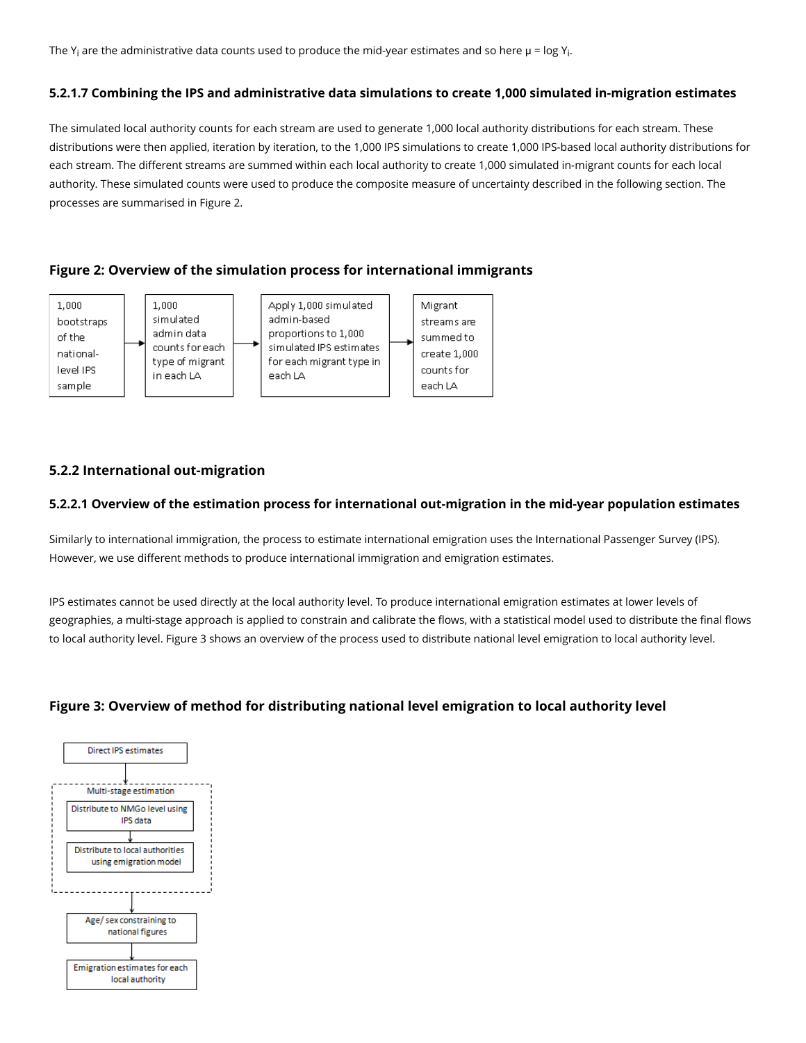The $Y_i$ are the administrative data counts used to produce the mid-year estimates and so here $\mu = \log Y_i$.

#### 5.2.1.7 Combining the IPS and administrative data simulations to create 1,000 simulated in-migration estimates

The simulated local authority counts for each stream are used to generate 1,000 local authority distributions for each stream. These distributions were then applied, iteration by iteration, to the 1,000 IPS simulations to create 1,000 IPS-based local authority distributions for each stream. The different streams are summed within each local authority to create 1,000 simulated in-migrant counts for each local authority. These simulated counts were used to produce the composite measure of uncertainty described in the following section. The processes are summarised in Figure 2.

**Figure 2: Overview of the simulation process for international immigrants**

1,000 bootstraps of the national-level IPS sample → 1,000 simulated admin data counts for each type of migrant in each LA → Apply 1,000 simulated admin-based proportions to 1,000 simulated IPS estimates for each migrant type in each LA → Migrant streams are summed to create 1,000 counts for each LA

### 5.2.2 International out-migration

#### 5.2.2.1 Overview of the estimation process for international out-migration in the mid-year population estimates

Similarly to international immigration, the process to estimate international emigration uses the International Passenger Survey (IPS). However, we use different methods to produce international immigration and emigration estimates.

IPS estimates cannot be used directly at the local authority level. To produce international emigration estimates at lower levels of geographies, a multi-stage approach is applied to constrain and calibrate the flows, with a statistical model used to distribute the final flows to local authority level. Figure 3 shows an overview of the process used to distribute national level emigration to local authority level.

**Figure 3: Overview of method for distributing national level emigration to local authority level**

Direct IPS estimates
↓
Multi-stage estimation:
- Distribute to NMGo level using IPS data
- ↓
- Distribute to local authorities using emigration model

↓
Age/ sex constraining to national figures
↓
Emigration estimates for each local authority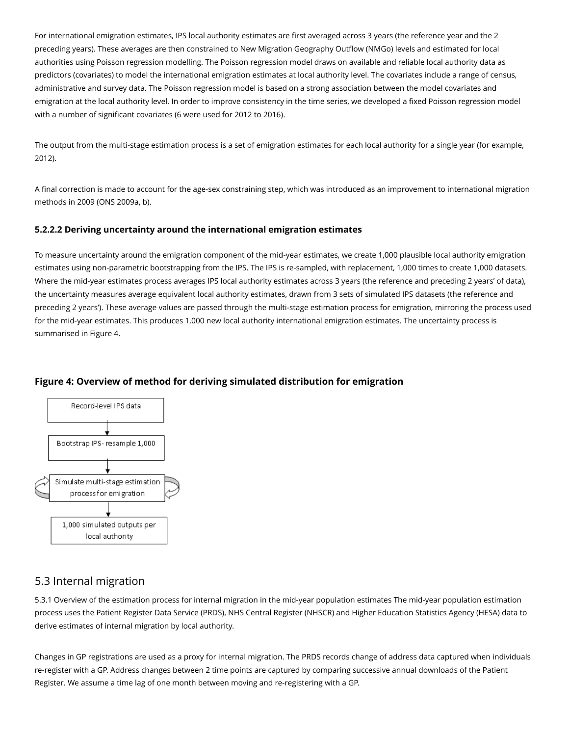For international emigration estimates, IPS local authority estimates are first averaged across 3 years (the reference year and the 2 preceding years). These averages are then constrained to New Migration Geography Outflow (NMGo) levels and estimated for local authorities using Poisson regression modelling. The Poisson regression model draws on available and reliable local authority data as predictors (covariates) to model the international emigration estimates at local authority level. The covariates include a range of census, administrative and survey data. The Poisson regression model is based on a strong association between the model covariates and emigration at the local authority level. In order to improve consistency in the time series, we developed a fixed Poisson regression model with a number of significant covariates (6 were used for 2012 to 2016).

The output from the multi-stage estimation process is a set of emigration estimates for each local authority for a single year (for example, 2012).

A final correction is made to account for the age-sex constraining step, which was introduced as an improvement to international migration methods in 2009 (ONS 2009a, b).

#### 5.2.2.2 Deriving uncertainty around the international emigration estimates

To measure uncertainty around the emigration component of the mid-year estimates, we create 1,000 plausible local authority emigration estimates using non-parametric bootstrapping from the IPS. The IPS is re-sampled, with replacement, 1,000 times to create 1,000 datasets. Where the mid-year estimates process averages IPS local authority estimates across 3 years (the reference and preceding 2 years' of data), the uncertainty measures average equivalent local authority estimates, drawn from 3 sets of simulated IPS datasets (the reference and preceding 2 years'). These average values are passed through the multi-stage estimation process for emigration, mirroring the process used for the mid-year estimates. This produces 1,000 new local authority international emigration estimates. The uncertainty process is summarised in Figure 4.

**Figure 4: Overview of method for deriving simulated distribution for emigration**

Record-level IPS data

↓

Bootstrap IPS- resample 1,000

↓

Simulate multi-stage estimation process for emigration

↓

1,000 simulated outputs per local authority

## 5.3 Internal migration

5.3.1 Overview of the estimation process for internal migration in the mid-year population estimates The mid-year population estimation process uses the Patient Register Data Service (PRDS), NHS Central Register (NHSCR) and Higher Education Statistics Agency (HESA) data to derive estimates of internal migration by local authority.

Changes in GP registrations are used as a proxy for internal migration. The PRDS records change of address data captured when individuals re-register with a GP. Address changes between 2 time points are captured by comparing successive annual downloads of the Patient Register. We assume a time lag of one month between moving and re-registering with a GP.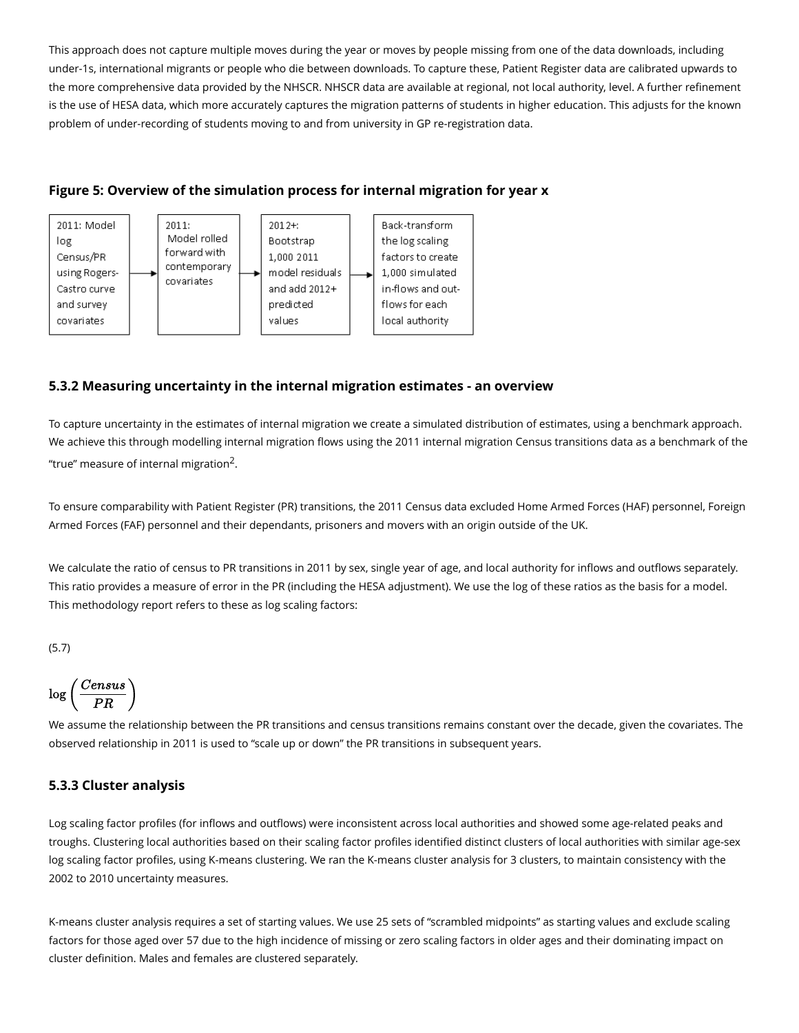This approach does not capture multiple moves during the year or moves by people missing from one of the data downloads, including under-1s, international migrants or people who die between downloads. To capture these, Patient Register data are calibrated upwards to the more comprehensive data provided by the NHSCR. NHSCR data are available at regional, not local authority, level. A further refinement is the use of HESA data, which more accurately captures the migration patterns of students in higher education. This adjusts for the known problem of under-recording of students moving to and from university in GP re-registration data.

### Figure 5: Overview of the simulation process for internal migration for year x

2011: Model log Census/PR using Rogers-Castro curve and survey covariates → 2011: Model rolled forward with contemporary covariates → 2012+: Bootstrap 1,000 2011 model residuals and add 2012+ predicted values → Back-transform the log scaling factors to create 1,000 simulated in-flows and out-flows for each local authority

### 5.3.2 Measuring uncertainty in the internal migration estimates - an overview

To capture uncertainty in the estimates of internal migration we create a simulated distribution of estimates, using a benchmark approach. We achieve this through modelling internal migration flows using the 2011 internal migration Census transitions data as a benchmark of the "true" measure of internal migration[2].

To ensure comparability with Patient Register (PR) transitions, the 2011 Census data excluded Home Armed Forces (HAF) personnel, Foreign Armed Forces (FAF) personnel and their dependants, prisoners and movers with an origin outside of the UK.

We calculate the ratio of census to PR transitions in 2011 by sex, single year of age, and local authority for inflows and outflows separately. This ratio provides a measure of error in the PR (including the HESA adjustment). We use the log of these ratios as the basis for a model. This methodology report refers to these as log scaling factors:

(5.7)

$$\log\left(\frac{Census}{PR}\right)$$

We assume the relationship between the PR transitions and census transitions remains constant over the decade, given the covariates. The observed relationship in 2011 is used to "scale up or down" the PR transitions in subsequent years.

### 5.3.3 Cluster analysis

Log scaling factor profiles (for inflows and outflows) were inconsistent across local authorities and showed some age-related peaks and troughs. Clustering local authorities based on their scaling factor profiles identified distinct clusters of local authorities with similar age-sex log scaling factor profiles, using K-means clustering. We ran the K-means cluster analysis for 3 clusters, to maintain consistency with the 2002 to 2010 uncertainty measures.

K-means cluster analysis requires a set of starting values. We use 25 sets of "scrambled midpoints" as starting values and exclude scaling factors for those aged over 57 due to the high incidence of missing or zero scaling factors in older ages and their dominating impact on cluster definition. Males and females are clustered separately.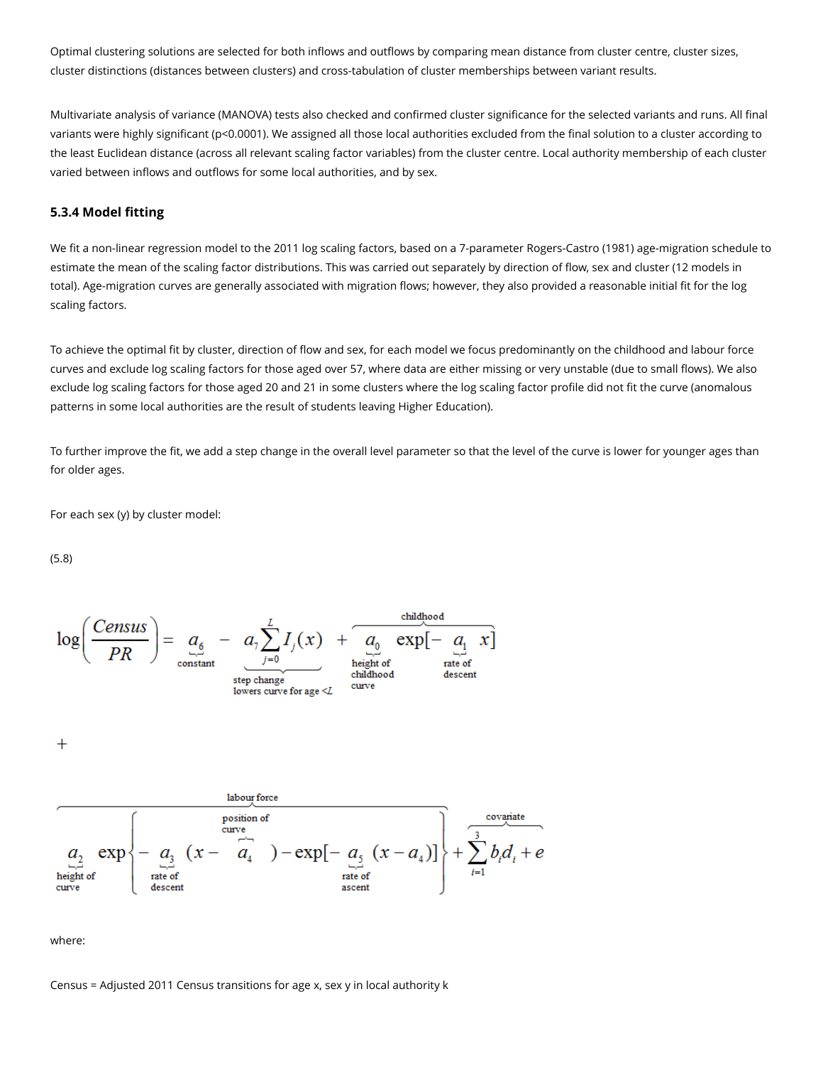Optimal clustering solutions are selected for both inflows and outflows by comparing mean distance from cluster centre, cluster sizes, cluster distinctions (distances between clusters) and cross-tabulation of cluster memberships between variant results.

Multivariate analysis of variance (MANOVA) tests also checked and confirmed cluster significance for the selected variants and runs. All final variants were highly significant ($p<0.0001$). We assigned all those local authorities excluded from the final solution to a cluster according to the least Euclidean distance (across all relevant scaling factor variables) from the cluster centre. Local authority membership of each cluster varied between inflows and outflows for some local authorities, and by sex.

### 5.3.4 Model fitting

We fit a non-linear regression model to the 2011 log scaling factors, based on a 7-parameter Rogers-Castro (1981) age-migration schedule to estimate the mean of the scaling factor distributions. This was carried out separately by direction of flow, sex and cluster (12 models in total). Age-migration curves are generally associated with migration flows; however, they also provided a reasonable initial fit for the log scaling factors.

To achieve the optimal fit by cluster, direction of flow and sex, for each model we focus predominantly on the childhood and labour force curves and exclude log scaling factors for those aged over 57, where data are either missing or very unstable (due to small flows). We also exclude log scaling factors for those aged 20 and 21 in some clusters where the log scaling factor profile did not fit the curve (anomalous patterns in some local authorities are the result of students leaving Higher Education).

To further improve the fit, we add a step change in the overall level parameter so that the level of the curve is lower for younger ages than for older ages.

For each sex (y) by cluster model:

(5.8)

$$\log\left(\frac{Census}{PR}\right) = \underbrace{a_6}_{\text{constant}} - \underbrace{a_7\sum_{j=0}^{L} I_j(x)}_{\text{step change lowers curve for age} < L} + \overbrace{\underbrace{a_0}_{\text{height of childhood curve}} \exp[-\underbrace{a_1}_{\text{rate of descent}} x]}^{\text{childhood}}$$

$$+ \overbrace{\underbrace{a_2}_{\text{height of curve}} \exp\left\{-\underbrace{a_3}_{\text{rate of descent}}(x - \overbrace{a_4}^{\text{position of curve}}) - \exp[-\underbrace{a_5}_{\text{rate of ascent}}(x - a_4)]\right\}}^{\text{labour force}} + \overbrace{\sum_{i=1}^{3} b_i d_i}^{\text{covariate}} + e$$

where:

Census = Adjusted 2011 Census transitions for age x, sex y in local authority k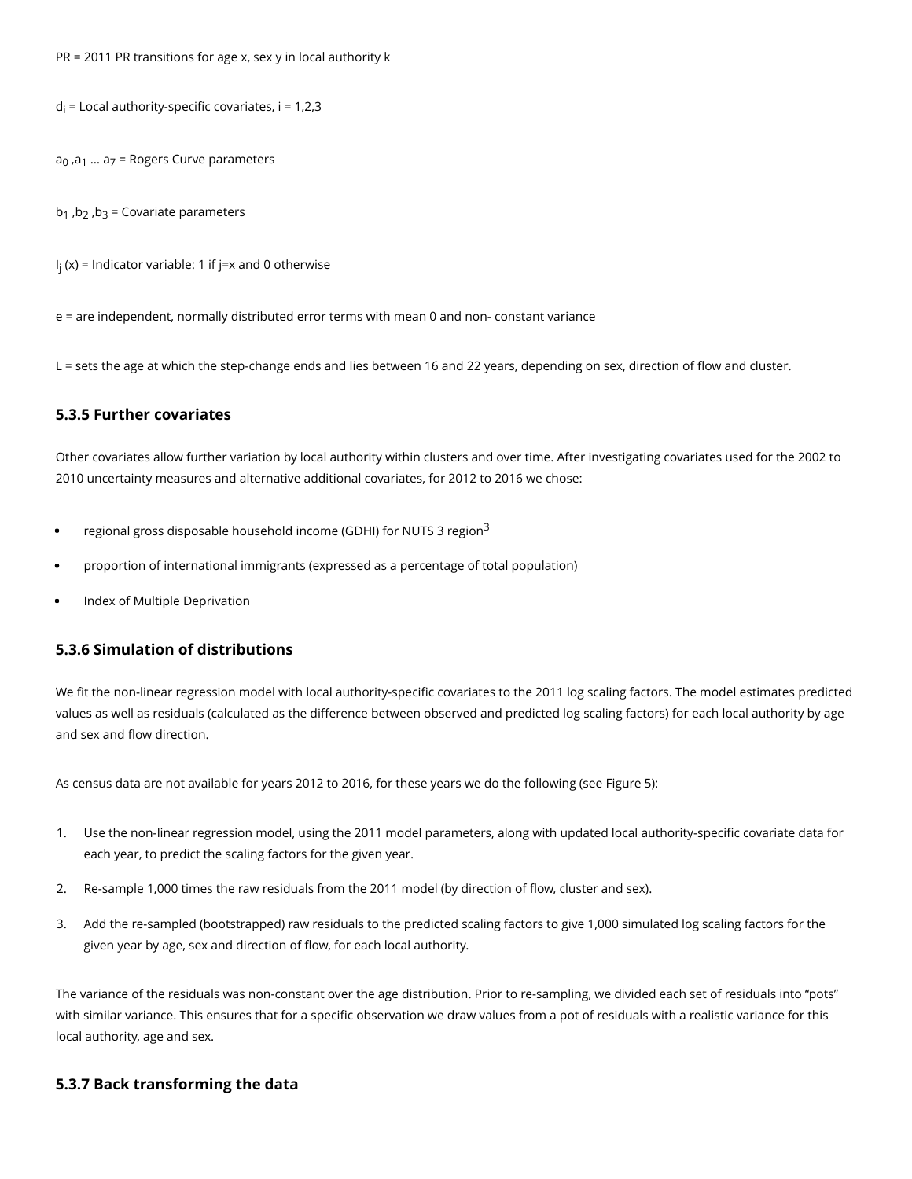PR = 2011 PR transitions for age x, sex y in local authority k

$d_i$ = Local authority-specific covariates, i = 1,2,3

$a_0$ ,$a_1$ ... $a_7$ = Rogers Curve parameters

$b_1$ ,$b_2$ ,$b_3$ = Covariate parameters

$I_j$ (x) = Indicator variable: 1 if j=x and 0 otherwise

e = are independent, normally distributed error terms with mean 0 and non- constant variance

L = sets the age at which the step-change ends and lies between 16 and 22 years, depending on sex, direction of flow and cluster.

### 5.3.5 Further covariates

Other covariates allow further variation by local authority within clusters and over time. After investigating covariates used for the 2002 to 2010 uncertainty measures and alternative additional covariates, for 2012 to 2016 we chose:

- regional gross disposable household income (GDHI) for NUTS 3 region[3]
- proportion of international immigrants (expressed as a percentage of total population)
- Index of Multiple Deprivation

### 5.3.6 Simulation of distributions

We fit the non-linear regression model with local authority-specific covariates to the 2011 log scaling factors. The model estimates predicted values as well as residuals (calculated as the difference between observed and predicted log scaling factors) for each local authority by age and sex and flow direction.

As census data are not available for years 2012 to 2016, for these years we do the following (see Figure 5):

1. Use the non-linear regression model, using the 2011 model parameters, along with updated local authority-specific covariate data for each year, to predict the scaling factors for the given year.
2. Re-sample 1,000 times the raw residuals from the 2011 model (by direction of flow, cluster and sex).
3. Add the re-sampled (bootstrapped) raw residuals to the predicted scaling factors to give 1,000 simulated log scaling factors for the given year by age, sex and direction of flow, for each local authority.

The variance of the residuals was non-constant over the age distribution. Prior to re-sampling, we divided each set of residuals into "pots" with similar variance. This ensures that for a specific observation we draw values from a pot of residuals with a realistic variance for this local authority, age and sex.

### 5.3.7 Back transforming the data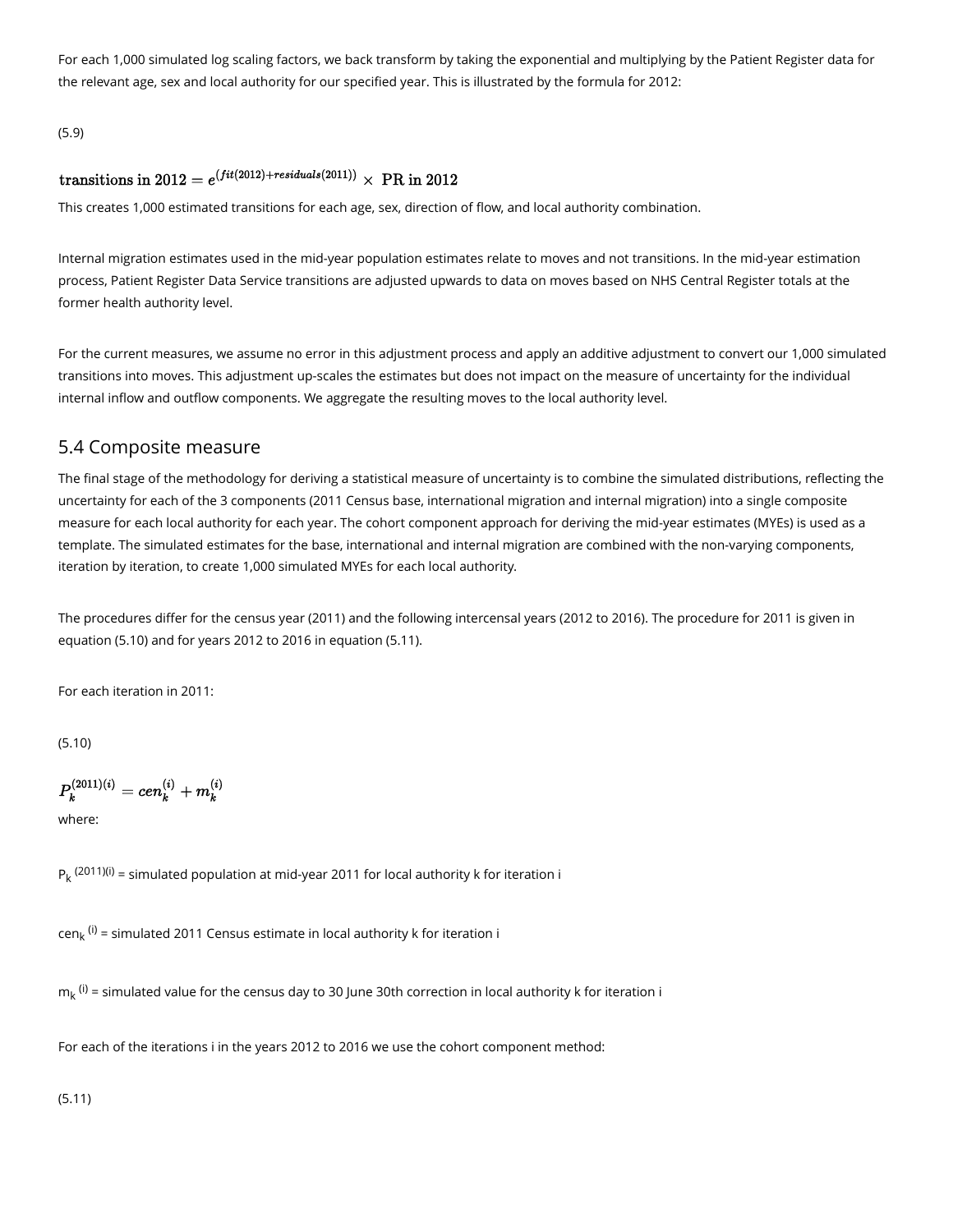For each 1,000 simulated log scaling factors, we back transform by taking the exponential and multiplying by the Patient Register data for the relevant age, sex and local authority for our specified year. This is illustrated by the formula for 2012:

(5.9)

$$\text{transitions in 2012} = e^{(fit(2012)+residuals(2011))} \times \text{PR in 2012}$$

This creates 1,000 estimated transitions for each age, sex, direction of flow, and local authority combination.

Internal migration estimates used in the mid-year population estimates relate to moves and not transitions. In the mid-year estimation process, Patient Register Data Service transitions are adjusted upwards to data on moves based on NHS Central Register totals at the former health authority level.

For the current measures, we assume no error in this adjustment process and apply an additive adjustment to convert our 1,000 simulated transitions into moves. This adjustment up-scales the estimates but does not impact on the measure of uncertainty for the individual internal inflow and outflow components. We aggregate the resulting moves to the local authority level.

## 5.4 Composite measure

The final stage of the methodology for deriving a statistical measure of uncertainty is to combine the simulated distributions, reflecting the uncertainty for each of the 3 components (2011 Census base, international migration and internal migration) into a single composite measure for each local authority for each year. The cohort component approach for deriving the mid-year estimates (MYEs) is used as a template. The simulated estimates for the base, international and internal migration are combined with the non-varying components, iteration by iteration, to create 1,000 simulated MYEs for each local authority.

The procedures differ for the census year (2011) and the following intercensal years (2012 to 2016). The procedure for 2011 is given in equation (5.10) and for years 2012 to 2016 in equation (5.11).

For each iteration in 2011:

(5.10)

$$P_k^{(2011)(i)} = cen_k^{(i)} + m_k^{(i)}$$

where:

$P_k^{(2011)(i)}$ = simulated population at mid-year 2011 for local authority k for iteration i

$cen_k^{(i)}$ = simulated 2011 Census estimate in local authority k for iteration i

$m_k^{(i)}$ = simulated value for the census day to 30 June 30th correction in local authority k for iteration i

For each of the iterations i in the years 2012 to 2016 we use the cohort component method:

(5.11)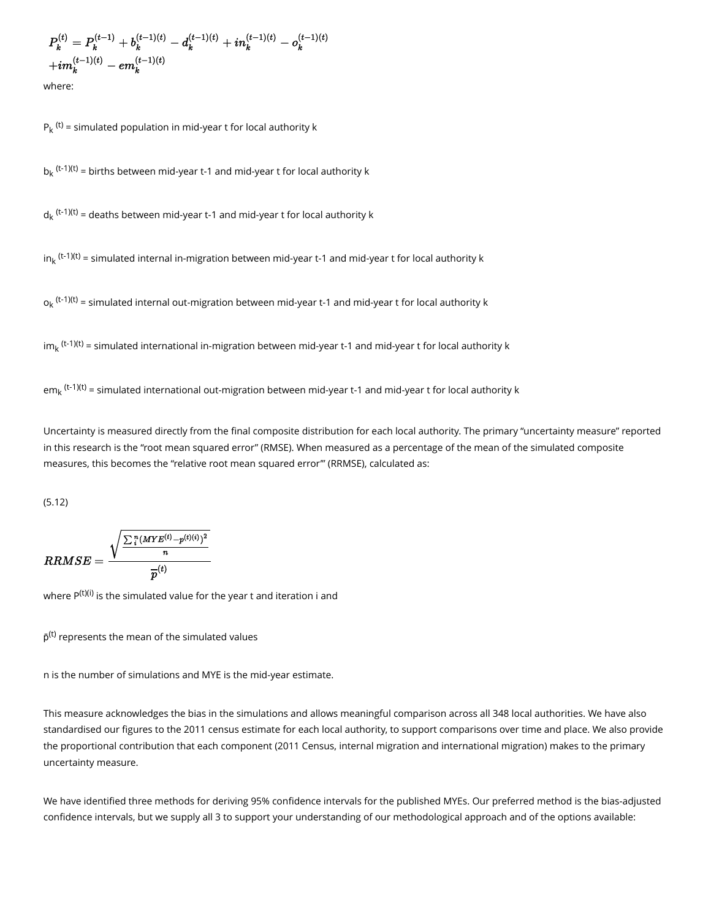$$P_k^{(t)} = P_k^{(t-1)} + b_k^{(t-1)(t)} - d_k^{(t-1)(t)} + in_k^{(t-1)(t)} - o_k^{(t-1)(t)}$$
$$+ im_k^{(t-1)(t)} - em_k^{(t-1)(t)}$$

where:

$P_k^{(t)}$ = simulated population in mid-year t for local authority k

$b_k^{(t-1)(t)}$ = births between mid-year t-1 and mid-year t for local authority k

$d_k^{(t-1)(t)}$ = deaths between mid-year t-1 and mid-year t for local authority k

$in_k^{(t-1)(t)}$ = simulated internal in-migration between mid-year t-1 and mid-year t for local authority k

$o_k^{(t-1)(t)}$ = simulated internal out-migration between mid-year t-1 and mid-year t for local authority k

$im_k^{(t-1)(t)}$ = simulated international in-migration between mid-year t-1 and mid-year t for local authority k

$em_k^{(t-1)(t)}$ = simulated international out-migration between mid-year t-1 and mid-year t for local authority k

Uncertainty is measured directly from the final composite distribution for each local authority. The primary "uncertainty measure" reported in this research is the "root mean squared error" (RMSE). When measured as a percentage of the mean of the simulated composite measures, this becomes the "relative root mean squared error"' (RRMSE), calculated as:

(5.12)

$$RRMSE = \frac{\sqrt{\frac{\sum_i^n (MYE^{(t)} - p^{(t)(i)})^2}{n}}}{\overline{p}^{(t)}}$$

where $P^{(t)(i)}$ is the simulated value for the year t and iteration i and

$\bar{p}^{(t)}$ represents the mean of the simulated values

n is the number of simulations and MYE is the mid-year estimate.

This measure acknowledges the bias in the simulations and allows meaningful comparison across all 348 local authorities. We have also standardised our figures to the 2011 census estimate for each local authority, to support comparisons over time and place. We also provide the proportional contribution that each component (2011 Census, internal migration and international migration) makes to the primary uncertainty measure.

We have identified three methods for deriving 95% confidence intervals for the published MYEs. Our preferred method is the bias-adjusted confidence intervals, but we supply all 3 to support your understanding of our methodological approach and of the options available: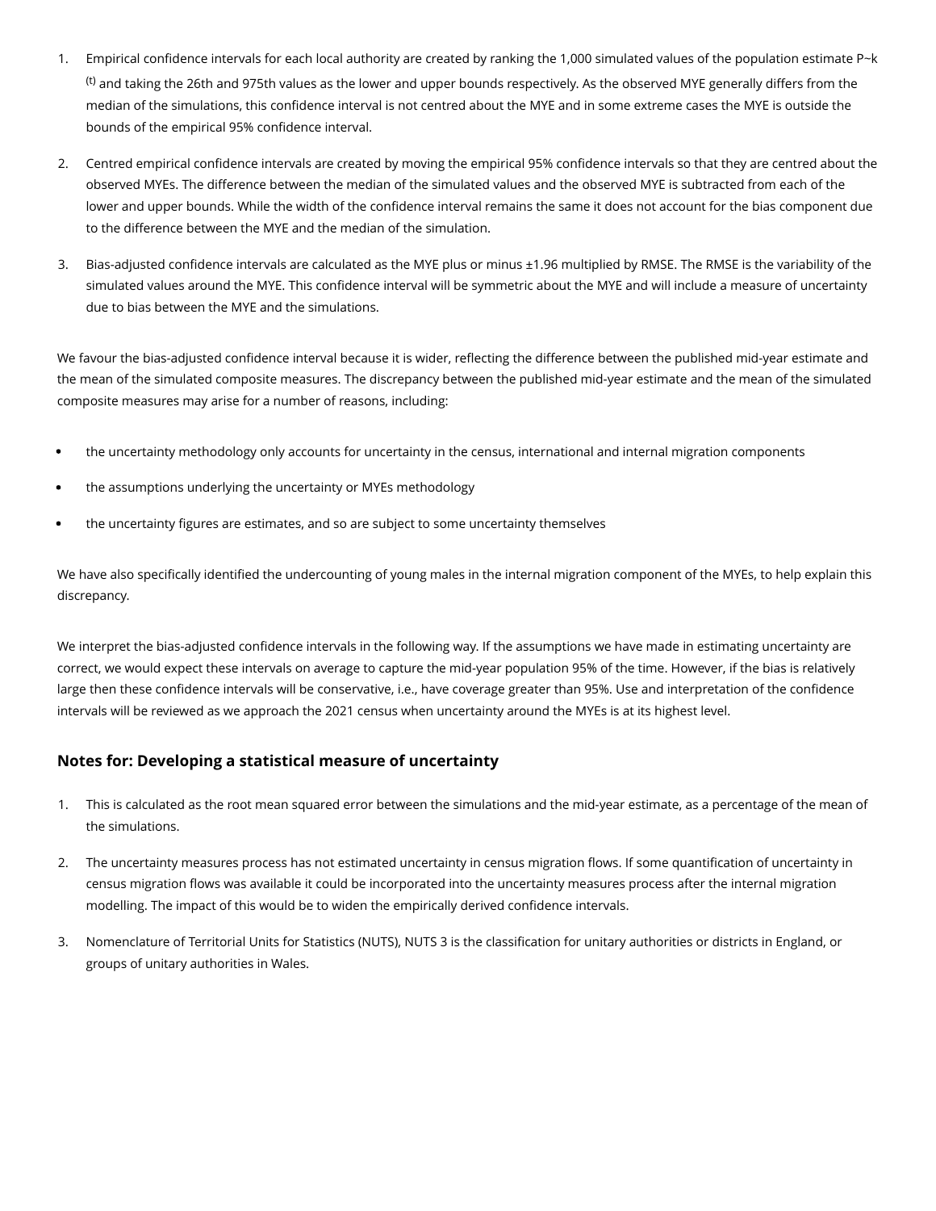1. Empirical confidence intervals for each local authority are created by ranking the 1,000 simulated values of the population estimate $\tilde{P}_k^{(t)}$ and taking the 26th and 975th values as the lower and upper bounds respectively. As the observed MYE generally differs from the median of the simulations, this confidence interval is not centred about the MYE and in some extreme cases the MYE is outside the bounds of the empirical 95% confidence interval.

2. Centred empirical confidence intervals are created by moving the empirical 95% confidence intervals so that they are centred about the observed MYEs. The difference between the median of the simulated values and the observed MYE is subtracted from each of the lower and upper bounds. While the width of the confidence interval remains the same it does not account for the bias component due to the difference between the MYE and the median of the simulation.

3. Bias-adjusted confidence intervals are calculated as the MYE plus or minus ±1.96 multiplied by RMSE. The RMSE is the variability of the simulated values around the MYE. This confidence interval will be symmetric about the MYE and will include a measure of uncertainty due to bias between the MYE and the simulations.

We favour the bias-adjusted confidence interval because it is wider, reflecting the difference between the published mid-year estimate and the mean of the simulated composite measures. The discrepancy between the published mid-year estimate and the mean of the simulated composite measures may arise for a number of reasons, including:

- the uncertainty methodology only accounts for uncertainty in the census, international and internal migration components
- the assumptions underlying the uncertainty or MYEs methodology
- the uncertainty figures are estimates, and so are subject to some uncertainty themselves

We have also specifically identified the undercounting of young males in the internal migration component of the MYEs, to help explain this discrepancy.

We interpret the bias-adjusted confidence intervals in the following way. If the assumptions we have made in estimating uncertainty are correct, we would expect these intervals on average to capture the mid-year population 95% of the time. However, if the bias is relatively large then these confidence intervals will be conservative, i.e., have coverage greater than 95%. Use and interpretation of the confidence intervals will be reviewed as we approach the 2021 census when uncertainty around the MYEs is at its highest level.

### Notes for: Developing a statistical measure of uncertainty

1. This is calculated as the root mean squared error between the simulations and the mid-year estimate, as a percentage of the mean of the simulations.

2. The uncertainty measures process has not estimated uncertainty in census migration flows. If some quantification of uncertainty in census migration flows was available it could be incorporated into the uncertainty measures process after the internal migration modelling. The impact of this would be to widen the empirically derived confidence intervals.

3. Nomenclature of Territorial Units for Statistics (NUTS), NUTS 3 is the classification for unitary authorities or districts in England, or groups of unitary authorities in Wales.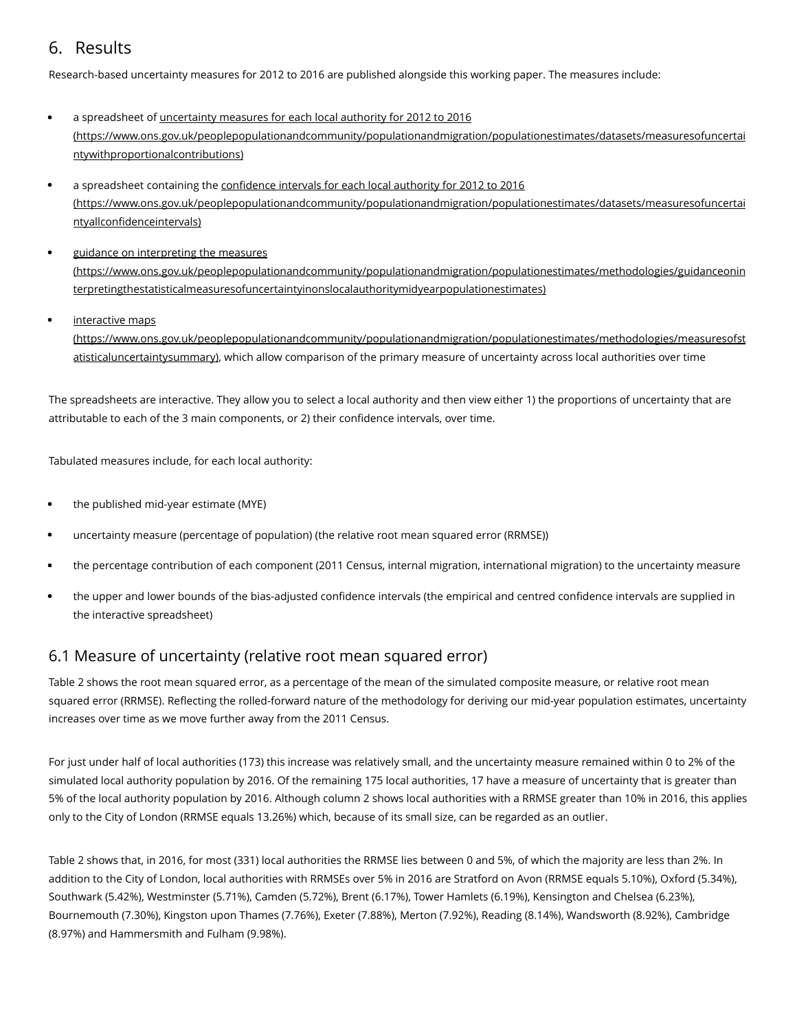## 6. Results

Research-based uncertainty measures for 2012 to 2016 are published alongside this working paper. The measures include:

- a spreadsheet of uncertainty measures for each local authority for 2012 to 2016 (https://www.ons.gov.uk/peoplepopulationandcommunity/populationandmigration/populationestimates/datasets/measuresofuncertaintywithproportionalcontributions)
- a spreadsheet containing the confidence intervals for each local authority for 2012 to 2016 (https://www.ons.gov.uk/peoplepopulationandcommunity/populationandmigration/populationestimates/datasets/measuresofuncertaintyallconfidenceintervals)
- guidance on interpreting the measures (https://www.ons.gov.uk/peoplepopulationandcommunity/populationandmigration/populationestimates/methodologies/guidanceoninterpretingthestatisticalmeasuresofuncertaintyinonslocalauthoritymidyearpopulationestimates)
- interactive maps (https://www.ons.gov.uk/peoplepopulationandcommunity/populationandmigration/populationestimates/methodologies/measuresofstatisticaluncertaintysummary), which allow comparison of the primary measure of uncertainty across local authorities over time

The spreadsheets are interactive. They allow you to select a local authority and then view either 1) the proportions of uncertainty that are attributable to each of the 3 main components, or 2) their confidence intervals, over time.

Tabulated measures include, for each local authority:

- the published mid-year estimate (MYE)
- uncertainty measure (percentage of population) (the relative root mean squared error (RRMSE))
- the percentage contribution of each component (2011 Census, internal migration, international migration) to the uncertainty measure
- the upper and lower bounds of the bias-adjusted confidence intervals (the empirical and centred confidence intervals are supplied in the interactive spreadsheet)

### 6.1 Measure of uncertainty (relative root mean squared error)

Table 2 shows the root mean squared error, as a percentage of the mean of the simulated composite measure, or relative root mean squared error (RRMSE). Reflecting the rolled-forward nature of the methodology for deriving our mid-year population estimates, uncertainty increases over time as we move further away from the 2011 Census.

For just under half of local authorities (173) this increase was relatively small, and the uncertainty measure remained within 0 to 2% of the simulated local authority population by 2016. Of the remaining 175 local authorities, 17 have a measure of uncertainty that is greater than 5% of the local authority population by 2016. Although column 2 shows local authorities with a RRMSE greater than 10% in 2016, this applies only to the City of London (RRMSE equals 13.26%) which, because of its small size, can be regarded as an outlier.

Table 2 shows that, in 2016, for most (331) local authorities the RRMSE lies between 0 and 5%, of which the majority are less than 2%. In addition to the City of London, local authorities with RRMSEs over 5% in 2016 are Stratford on Avon (RRMSE equals 5.10%), Oxford (5.34%), Southwark (5.42%), Westminster (5.71%), Camden (5.72%), Brent (6.17%), Tower Hamlets (6.19%), Kensington and Chelsea (6.23%), Bournemouth (7.30%), Kingston upon Thames (7.76%), Exeter (7.88%), Merton (7.92%), Reading (8.14%), Wandsworth (8.92%), Cambridge (8.97%) and Hammersmith and Fulham (9.98%).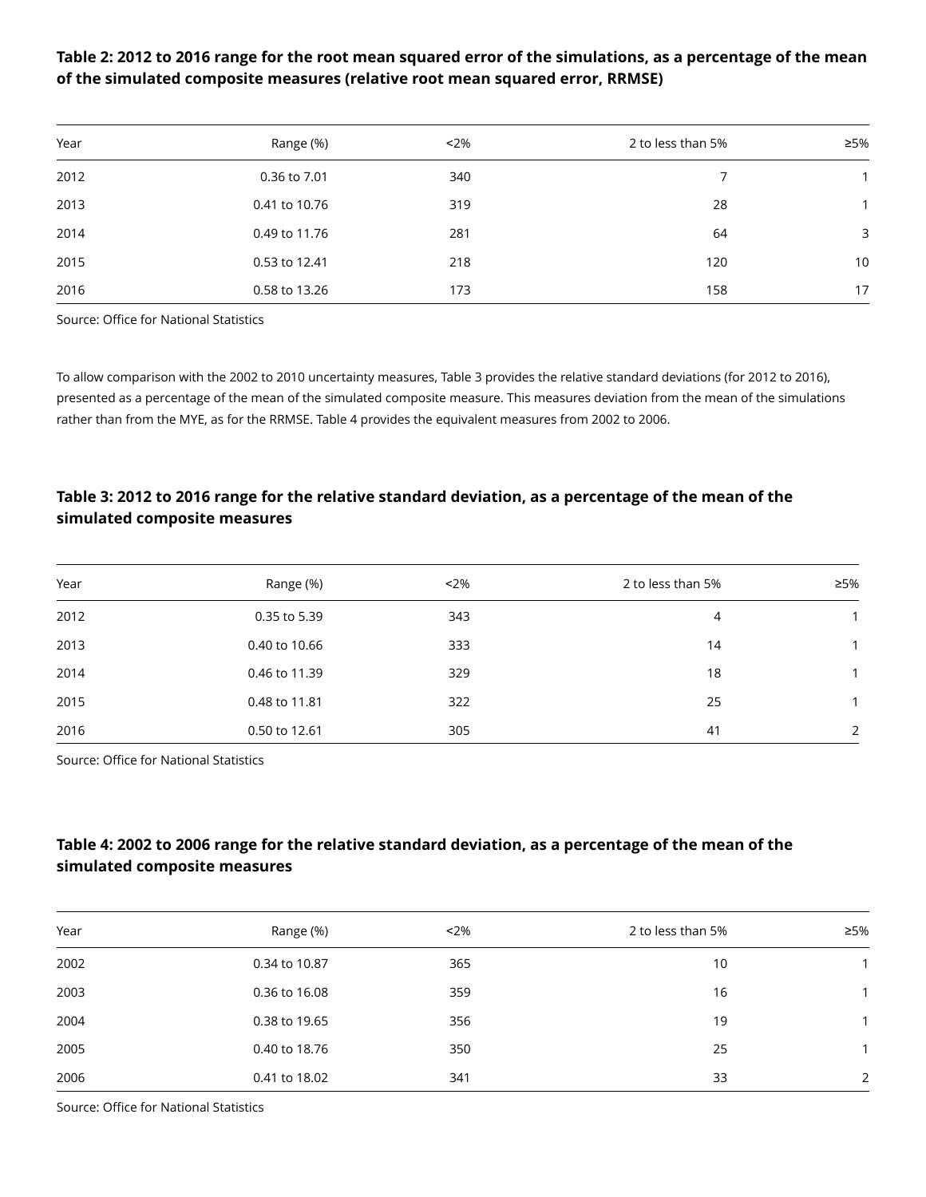### Table 2: 2012 to 2016 range for the root mean squared error of the simulations, as a percentage of the mean of the simulated composite measures (relative root mean squared error, RRMSE)

| Year | Range (%) | <2% | 2 to less than 5% | ≥5% |
|---|---|---|---|---|
| 2012 | 0.36 to 7.01 | 340 | 7 | 1 |
| 2013 | 0.41 to 10.76 | 319 | 28 | 1 |
| 2014 | 0.49 to 11.76 | 281 | 64 | 3 |
| 2015 | 0.53 to 12.41 | 218 | 120 | 10 |
| 2016 | 0.58 to 13.26 | 173 | 158 | 17 |

Source: Office for National Statistics

To allow comparison with the 2002 to 2010 uncertainty measures, Table 3 provides the relative standard deviations (for 2012 to 2016), presented as a percentage of the mean of the simulated composite measure. This measures deviation from the mean of the simulations rather than from the MYE, as for the RRMSE. Table 4 provides the equivalent measures from 2002 to 2006.

### Table 3: 2012 to 2016 range for the relative standard deviation, as a percentage of the mean of the simulated composite measures

| Year | Range (%) | <2% | 2 to less than 5% | ≥5% |
|---|---|---|---|---|
| 2012 | 0.35 to 5.39 | 343 | 4 | 1 |
| 2013 | 0.40 to 10.66 | 333 | 14 | 1 |
| 2014 | 0.46 to 11.39 | 329 | 18 | 1 |
| 2015 | 0.48 to 11.81 | 322 | 25 | 1 |
| 2016 | 0.50 to 12.61 | 305 | 41 | 2 |

Source: Office for National Statistics

### Table 4: 2002 to 2006 range for the relative standard deviation, as a percentage of the mean of the simulated composite measures

| Year | Range (%) | <2% | 2 to less than 5% | ≥5% |
|---|---|---|---|---|
| 2002 | 0.34 to 10.87 | 365 | 10 | 1 |
| 2003 | 0.36 to 16.08 | 359 | 16 | 1 |
| 2004 | 0.38 to 19.65 | 356 | 19 | 1 |
| 2005 | 0.40 to 18.76 | 350 | 25 | 1 |
| 2006 | 0.41 to 18.02 | 341 | 33 | 2 |

Source: Office for National Statistics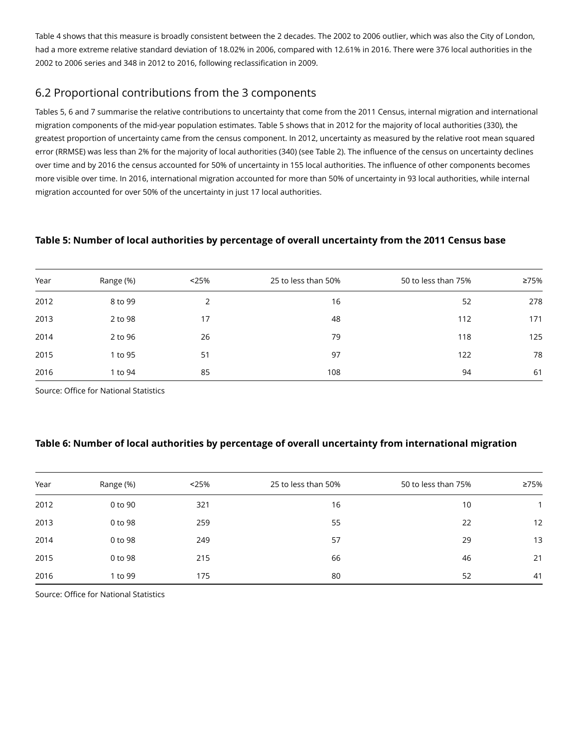Table 4 shows that this measure is broadly consistent between the 2 decades. The 2002 to 2006 outlier, which was also the City of London, had a more extreme relative standard deviation of 18.02% in 2006, compared with 12.61% in 2016. There were 376 local authorities in the 2002 to 2006 series and 348 in 2012 to 2016, following reclassification in 2009.

## 6.2 Proportional contributions from the 3 components

Tables 5, 6 and 7 summarise the relative contributions to uncertainty that come from the 2011 Census, internal migration and international migration components of the mid-year population estimates. Table 5 shows that in 2012 for the majority of local authorities (330), the greatest proportion of uncertainty came from the census component. In 2012, uncertainty as measured by the relative root mean squared error (RRMSE) was less than 2% for the majority of local authorities (340) (see Table 2). The influence of the census on uncertainty declines over time and by 2016 the census accounted for 50% of uncertainty in 155 local authorities. The influence of other components becomes more visible over time. In 2016, international migration accounted for more than 50% of uncertainty in 93 local authorities, while internal migration accounted for over 50% of the uncertainty in just 17 local authorities.

**Table 5: Number of local authorities by percentage of overall uncertainty from the 2011 Census base**

| Year | Range (%) | <25% | 25 to less than 50% | 50 to less than 75% | ≥75% |
|---|---|---|---|---|---|
| 2012 | 8 to 99 | 2 | 16 | 52 | 278 |
| 2013 | 2 to 98 | 17 | 48 | 112 | 171 |
| 2014 | 2 to 96 | 26 | 79 | 118 | 125 |
| 2015 | 1 to 95 | 51 | 97 | 122 | 78 |
| 2016 | 1 to 94 | 85 | 108 | 94 | 61 |

Source: Office for National Statistics

**Table 6: Number of local authorities by percentage of overall uncertainty from international migration**

| Year | Range (%) | <25% | 25 to less than 50% | 50 to less than 75% | ≥75% |
|---|---|---|---|---|---|
| 2012 | 0 to 90 | 321 | 16 | 10 | 1 |
| 2013 | 0 to 98 | 259 | 55 | 22 | 12 |
| 2014 | 0 to 98 | 249 | 57 | 29 | 13 |
| 2015 | 0 to 98 | 215 | 66 | 46 | 21 |
| 2016 | 1 to 99 | 175 | 80 | 52 | 41 |

Source: Office for National Statistics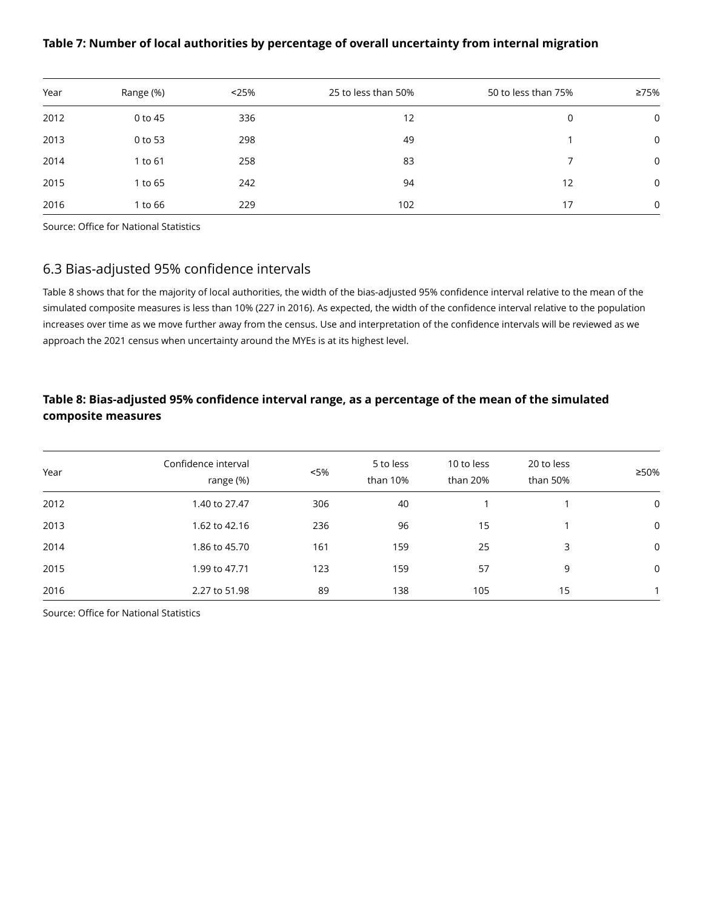**Table 7: Number of local authorities by percentage of overall uncertainty from internal migration**

| Year | Range (%) | <25% | 25 to less than 50% | 50 to less than 75% | ≥75% |
|---|---|---|---|---|---|
| 2012 | 0 to 45 | 336 | 12 | 0 | 0 |
| 2013 | 0 to 53 | 298 | 49 | 1 | 0 |
| 2014 | 1 to 61 | 258 | 83 | 7 | 0 |
| 2015 | 1 to 65 | 242 | 94 | 12 | 0 |
| 2016 | 1 to 66 | 229 | 102 | 17 | 0 |

Source: Office for National Statistics

## 6.3 Bias-adjusted 95% confidence intervals

Table 8 shows that for the majority of local authorities, the width of the bias-adjusted 95% confidence interval relative to the mean of the simulated composite measures is less than 10% (227 in 2016). As expected, the width of the confidence interval relative to the population increases over time as we move further away from the census. Use and interpretation of the confidence intervals will be reviewed as we approach the 2021 census when uncertainty around the MYEs is at its highest level.

**Table 8: Bias-adjusted 95% confidence interval range, as a percentage of the mean of the simulated composite measures**

| Year | Confidence interval range (%) | <5% | 5 to less than 10% | 10 to less than 20% | 20 to less than 50% | ≥50% |
|---|---|---|---|---|---|---|
| 2012 | 1.40 to 27.47 | 306 | 40 | 1 | 1 | 0 |
| 2013 | 1.62 to 42.16 | 236 | 96 | 15 | 1 | 0 |
| 2014 | 1.86 to 45.70 | 161 | 159 | 25 | 3 | 0 |
| 2015 | 1.99 to 47.71 | 123 | 159 | 57 | 9 | 0 |
| 2016 | 2.27 to 51.98 | 89 | 138 | 105 | 15 | 1 |

Source: Office for National Statistics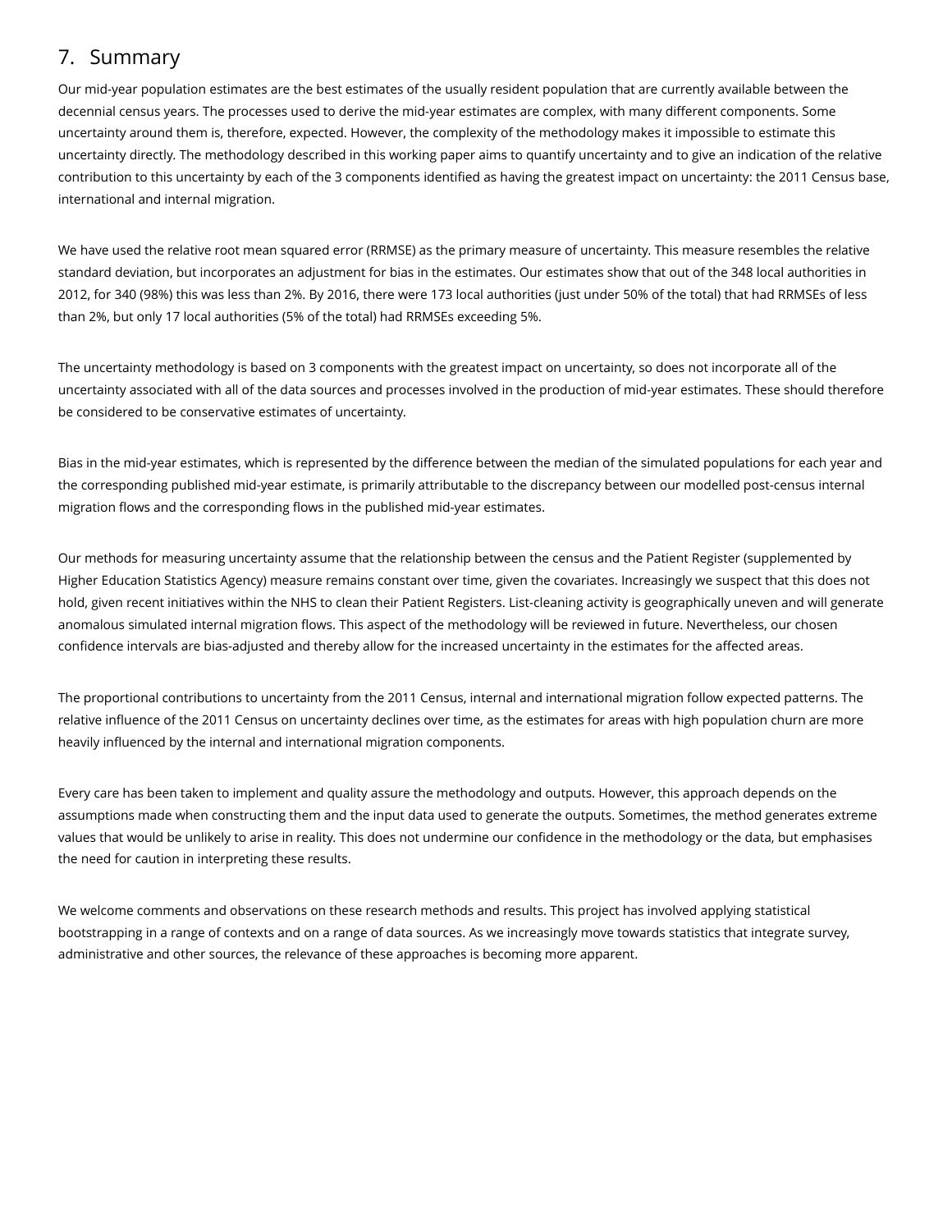## 7. Summary

Our mid-year population estimates are the best estimates of the usually resident population that are currently available between the decennial census years. The processes used to derive the mid-year estimates are complex, with many different components. Some uncertainty around them is, therefore, expected. However, the complexity of the methodology makes it impossible to estimate this uncertainty directly. The methodology described in this working paper aims to quantify uncertainty and to give an indication of the relative contribution to this uncertainty by each of the 3 components identified as having the greatest impact on uncertainty: the 2011 Census base, international and internal migration.

We have used the relative root mean squared error (RRMSE) as the primary measure of uncertainty. This measure resembles the relative standard deviation, but incorporates an adjustment for bias in the estimates. Our estimates show that out of the 348 local authorities in 2012, for 340 (98%) this was less than 2%. By 2016, there were 173 local authorities (just under 50% of the total) that had RRMSEs of less than 2%, but only 17 local authorities (5% of the total) had RRMSEs exceeding 5%.

The uncertainty methodology is based on 3 components with the greatest impact on uncertainty, so does not incorporate all of the uncertainty associated with all of the data sources and processes involved in the production of mid-year estimates. These should therefore be considered to be conservative estimates of uncertainty.

Bias in the mid-year estimates, which is represented by the difference between the median of the simulated populations for each year and the corresponding published mid-year estimate, is primarily attributable to the discrepancy between our modelled post-census internal migration flows and the corresponding flows in the published mid-year estimates.

Our methods for measuring uncertainty assume that the relationship between the census and the Patient Register (supplemented by Higher Education Statistics Agency) measure remains constant over time, given the covariates. Increasingly we suspect that this does not hold, given recent initiatives within the NHS to clean their Patient Registers. List-cleaning activity is geographically uneven and will generate anomalous simulated internal migration flows. This aspect of the methodology will be reviewed in future. Nevertheless, our chosen confidence intervals are bias-adjusted and thereby allow for the increased uncertainty in the estimates for the affected areas.

The proportional contributions to uncertainty from the 2011 Census, internal and international migration follow expected patterns. The relative influence of the 2011 Census on uncertainty declines over time, as the estimates for areas with high population churn are more heavily influenced by the internal and international migration components.

Every care has been taken to implement and quality assure the methodology and outputs. However, this approach depends on the assumptions made when constructing them and the input data used to generate the outputs. Sometimes, the method generates extreme values that would be unlikely to arise in reality. This does not undermine our confidence in the methodology or the data, but emphasises the need for caution in interpreting these results.

We welcome comments and observations on these research methods and results. This project has involved applying statistical bootstrapping in a range of contexts and on a range of data sources. As we increasingly move towards statistics that integrate survey, administrative and other sources, the relevance of these approaches is becoming more apparent.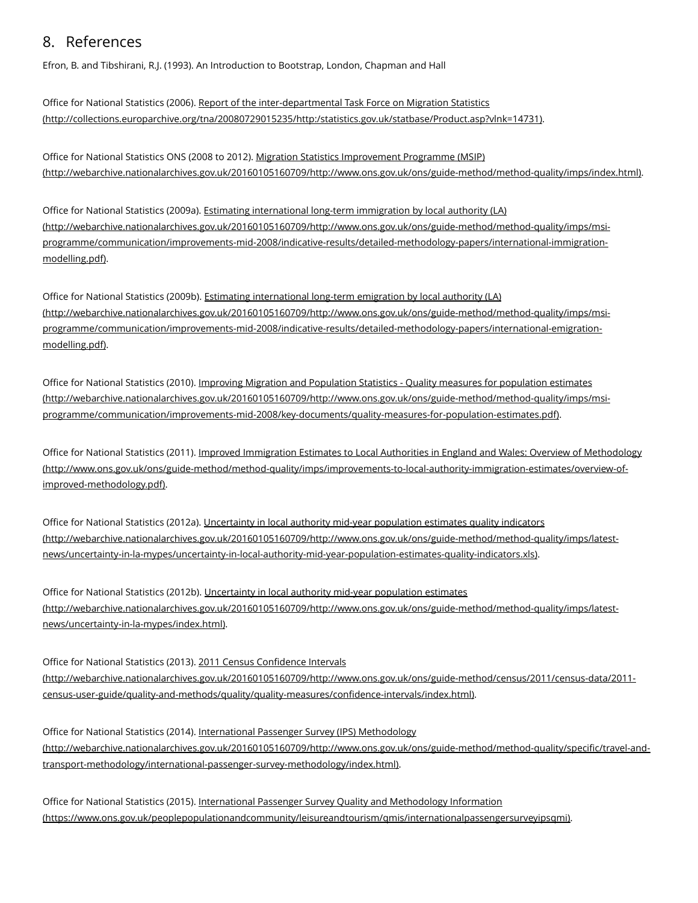## 8. References

Efron, B. and Tibshirani, R.J. (1993). An Introduction to Bootstrap, London, Chapman and Hall

Office for National Statistics (2006). Report of the inter-departmental Task Force on Migration Statistics (http://collections.europarchive.org/tna/20080729015235/http:/statistics.gov.uk/statbase/Product.asp?vlnk=14731).

Office for National Statistics ONS (2008 to 2012). Migration Statistics Improvement Programme (MSIP) (http://webarchive.nationalarchives.gov.uk/20160105160709/http://www.ons.gov.uk/ons/guide-method/method-quality/imps/index.html).

Office for National Statistics (2009a). Estimating international long-term immigration by local authority (LA) (http://webarchive.nationalarchives.gov.uk/20160105160709/http://www.ons.gov.uk/ons/guide-method/method-quality/imps/msi-programme/communication/improvements-mid-2008/indicative-results/detailed-methodology-papers/international-immigration-modelling.pdf).

Office for National Statistics (2009b). Estimating international long-term emigration by local authority (LA) (http://webarchive.nationalarchives.gov.uk/20160105160709/http://www.ons.gov.uk/ons/guide-method/method-quality/imps/msi-programme/communication/improvements-mid-2008/indicative-results/detailed-methodology-papers/international-emigration-modelling.pdf).

Office for National Statistics (2010). Improving Migration and Population Statistics - Quality measures for population estimates (http://webarchive.nationalarchives.gov.uk/20160105160709/http://www.ons.gov.uk/ons/guide-method/method-quality/imps/msi-programme/communication/improvements-mid-2008/key-documents/quality-measures-for-population-estimates.pdf).

Office for National Statistics (2011). Improved Immigration Estimates to Local Authorities in England and Wales: Overview of Methodology (http://www.ons.gov.uk/ons/guide-method/method-quality/imps/improvements-to-local-authority-immigration-estimates/overview-of-improved-methodology.pdf).

Office for National Statistics (2012a). Uncertainty in local authority mid-year population estimates quality indicators (http://webarchive.nationalarchives.gov.uk/20160105160709/http://www.ons.gov.uk/ons/guide-method/method-quality/imps/latest-news/uncertainty-in-la-mypes/uncertainty-in-local-authority-mid-year-population-estimates-quality-indicators.xls).

Office for National Statistics (2012b). Uncertainty in local authority mid-year population estimates (http://webarchive.nationalarchives.gov.uk/20160105160709/http://www.ons.gov.uk/ons/guide-method/method-quality/imps/latest-news/uncertainty-in-la-mypes/index.html).

Office for National Statistics (2013). 2011 Census Confidence Intervals (http://webarchive.nationalarchives.gov.uk/20160105160709/http://www.ons.gov.uk/ons/guide-method/census/2011/census-data/2011-census-user-guide/quality-and-methods/quality/quality-measures/confidence-intervals/index.html).

Office for National Statistics (2014). International Passenger Survey (IPS) Methodology (http://webarchive.nationalarchives.gov.uk/20160105160709/http://www.ons.gov.uk/ons/guide-method/method-quality/specific/travel-and-transport-methodology/international-passenger-survey-methodology/index.html).

Office for National Statistics (2015). International Passenger Survey Quality and Methodology Information (https://www.ons.gov.uk/peoplepopulationandcommunity/leisureandtourism/qmis/internationalpassengersurveyipsqmi).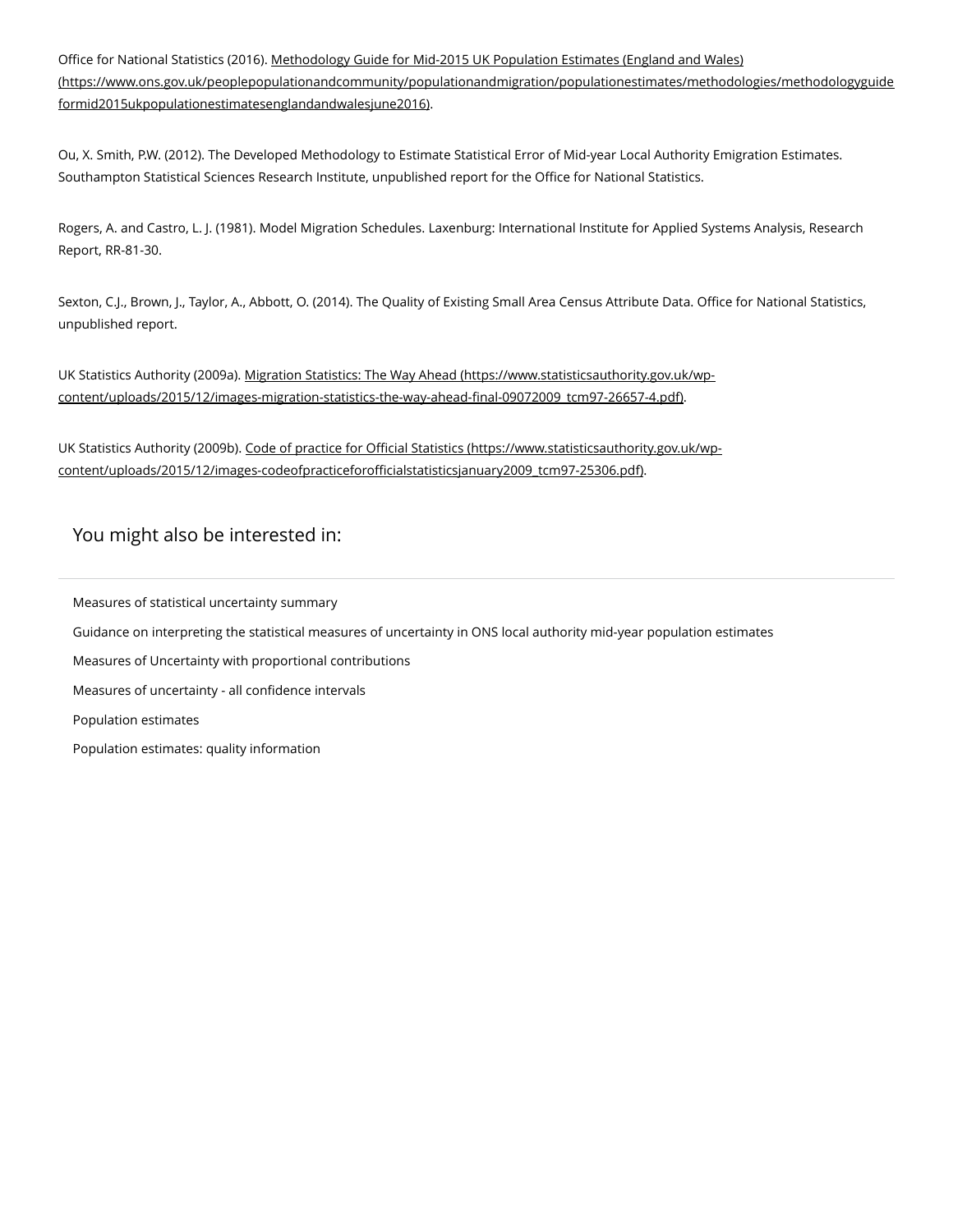Office for National Statistics (2016). [Methodology Guide for Mid-2015 UK Population Estimates (England and Wales) (https://www.ons.gov.uk/peoplepopulationandcommunity/populationandmigration/populationestimates/methodologies/methodologyguideformid2015ukpopulationestimatesenglandandwalesjune2016)](https://www.ons.gov.uk/peoplepopulationandcommunity/populationandmigration/populationestimates/methodologies/methodologyguideformid2015ukpopulationestimatesenglandandwalesjune2016).

Ou, X. Smith, P.W. (2012). The Developed Methodology to Estimate Statistical Error of Mid-year Local Authority Emigration Estimates. Southampton Statistical Sciences Research Institute, unpublished report for the Office for National Statistics.

Rogers, A. and Castro, L. J. (1981). Model Migration Schedules. Laxenburg: International Institute for Applied Systems Analysis, Research Report, RR-81-30.

Sexton, C.J., Brown, J., Taylor, A., Abbott, O. (2014). The Quality of Existing Small Area Census Attribute Data. Office for National Statistics, unpublished report.

UK Statistics Authority (2009a). [Migration Statistics: The Way Ahead (https://www.statisticsauthority.gov.uk/wp-content/uploads/2015/12/images-migration-statistics-the-way-ahead-final-09072009_tcm97-26657-4.pdf)](https://www.statisticsauthority.gov.uk/wp-content/uploads/2015/12/images-migration-statistics-the-way-ahead-final-09072009_tcm97-26657-4.pdf).

UK Statistics Authority (2009b). [Code of practice for Official Statistics (https://www.statisticsauthority.gov.uk/wp-content/uploads/2015/12/images-codeofpracticeforofficialstatisticsjanuary2009_tcm97-25306.pdf)](https://www.statisticsauthority.gov.uk/wp-content/uploads/2015/12/images-codeofpracticeforofficialstatisticsjanuary2009_tcm97-25306.pdf).

## You might also be interested in:

- Measures of statistical uncertainty summary
- Guidance on interpreting the statistical measures of uncertainty in ONS local authority mid-year population estimates
- Measures of Uncertainty with proportional contributions
- Measures of uncertainty - all confidence intervals
- Population estimates
- Population estimates: quality information